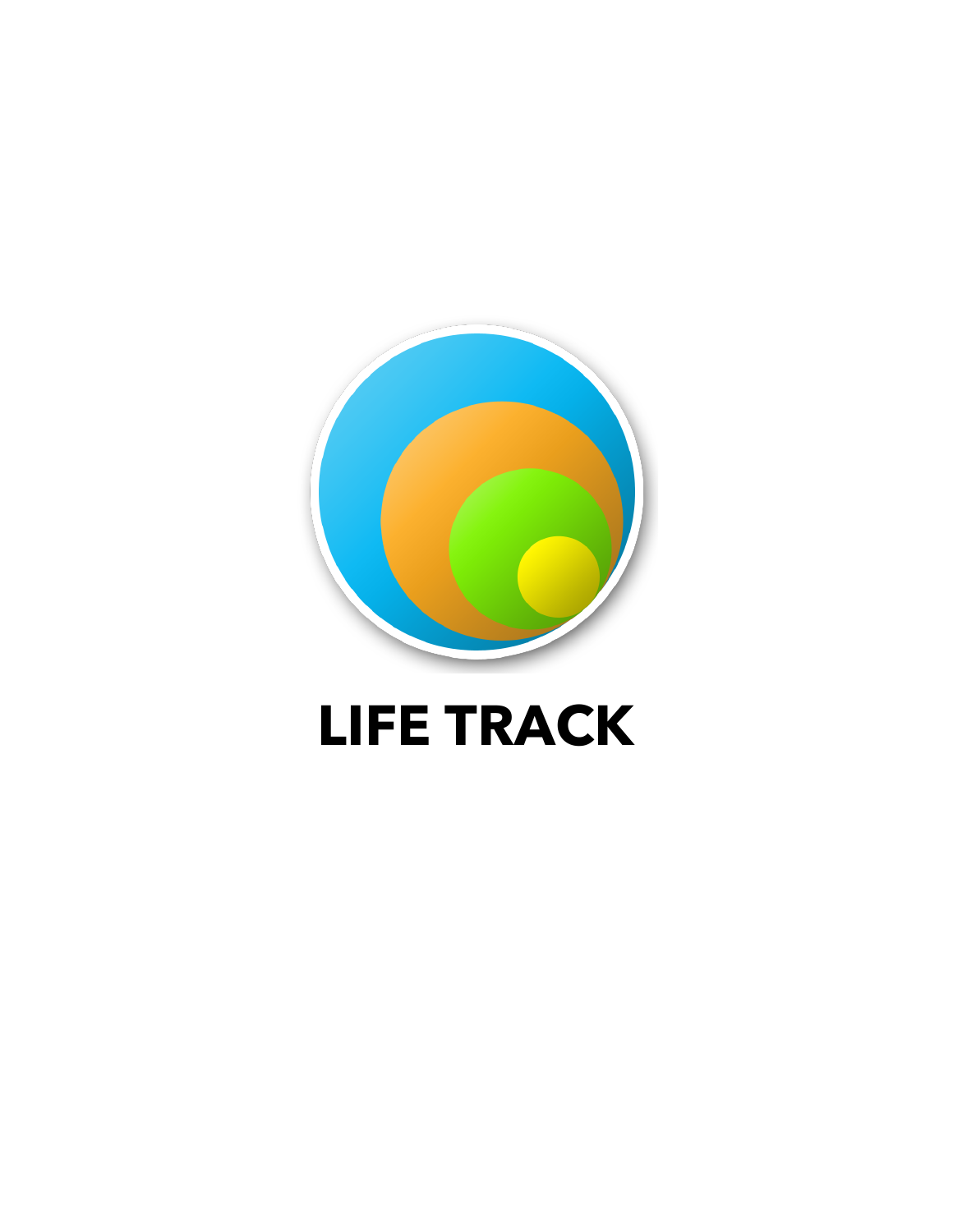# LIFE TRACK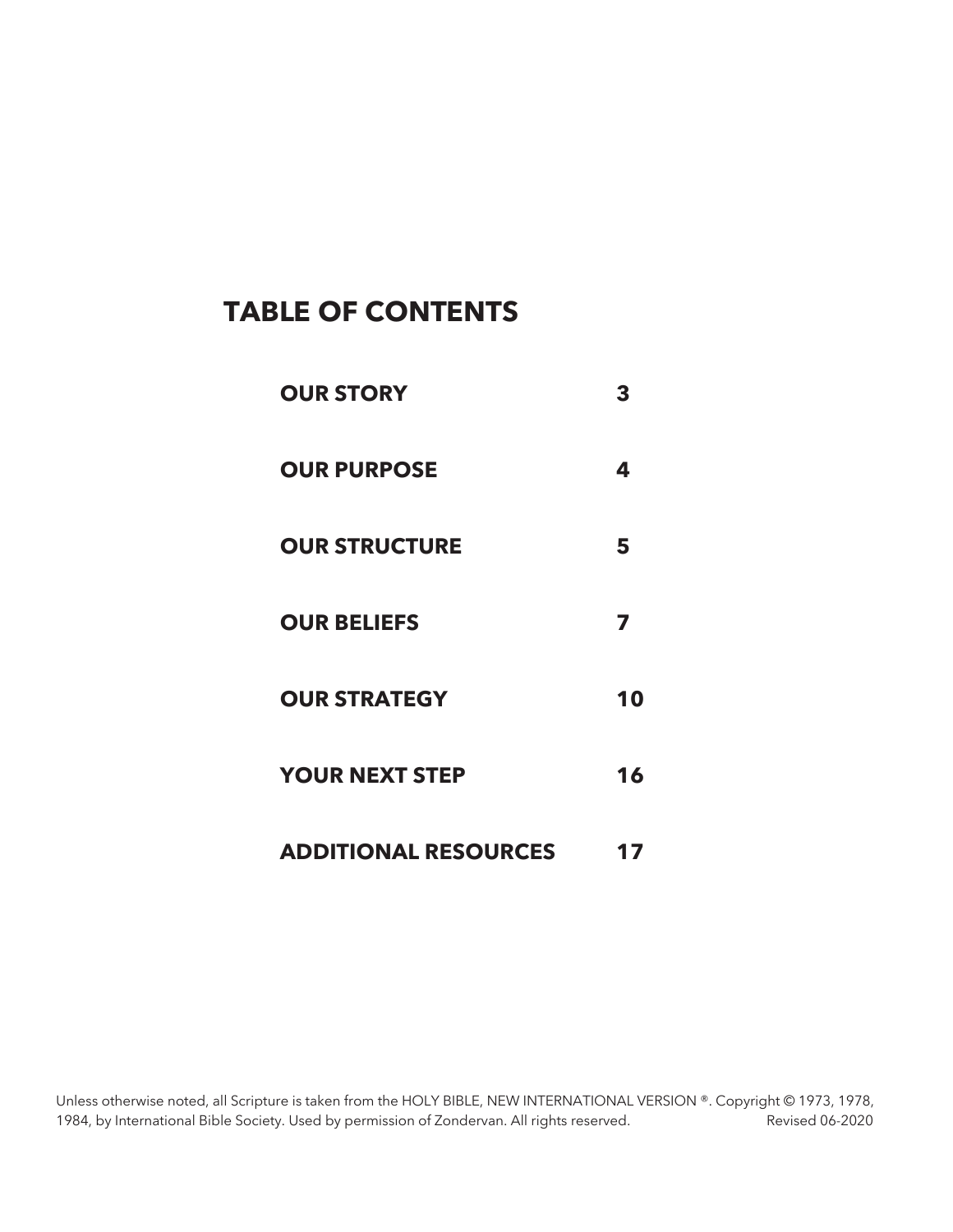# TABLE OF CONTENTS

| | |
|---|---|
| **OUR STORY** | **3** |
| **OUR PURPOSE** | **4** |
| **OUR STRUCTURE** | **5** |
| **OUR BELIEFS** | **7** |
| **OUR STRATEGY** | **10** |
| **YOUR NEXT STEP** | **16** |
| **ADDITIONAL RESOURCES** | **17** |

Unless otherwise noted, all Scripture is taken from the HOLY BIBLE, NEW INTERNATIONAL VERSION ®. Copyright © 1973, 1978, 1984, by International Bible Society. Used by permission of Zondervan. All rights reserved. Revised 06-2020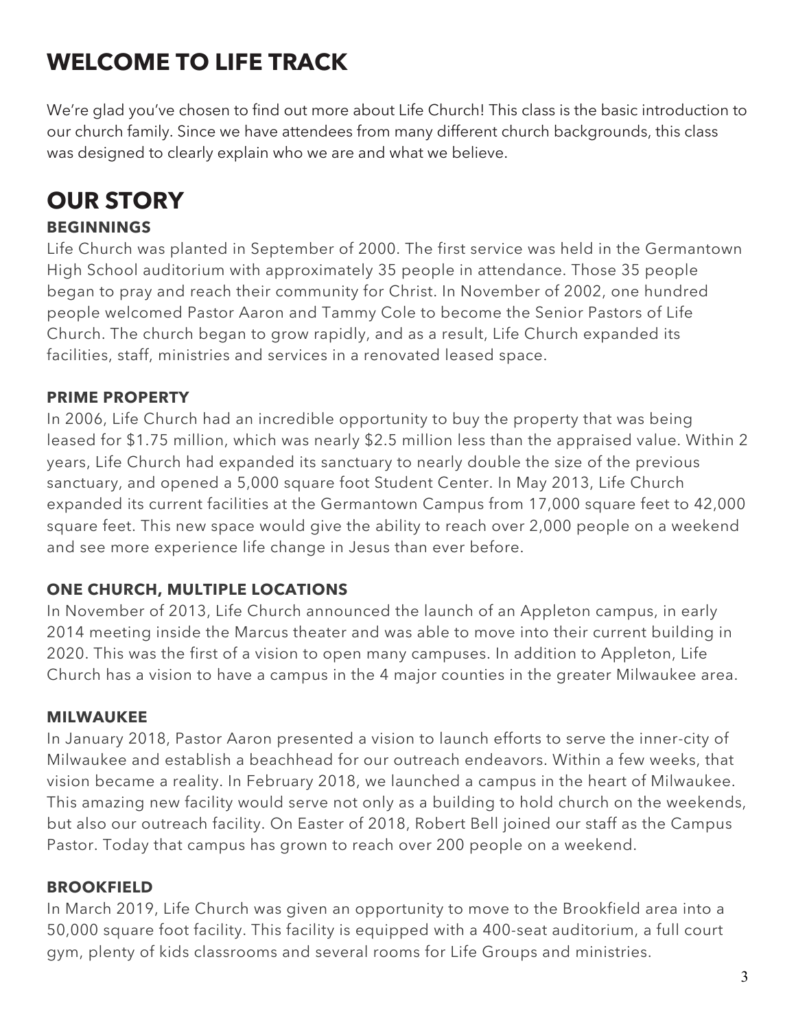# WELCOME TO LIFE TRACK

We're glad you've chosen to find out more about Life Church! This class is the basic introduction to our church family. Since we have attendees from many different church backgrounds, this class was designed to clearly explain who we are and what we believe.

# OUR STORY

### BEGINNINGS

Life Church was planted in September of 2000. The first service was held in the Germantown High School auditorium with approximately 35 people in attendance. Those 35 people began to pray and reach their community for Christ. In November of 2002, one hundred people welcomed Pastor Aaron and Tammy Cole to become the Senior Pastors of Life Church. The church began to grow rapidly, and as a result, Life Church expanded its facilities, staff, ministries and services in a renovated leased space.

### PRIME PROPERTY

In 2006, Life Church had an incredible opportunity to buy the property that was being leased for $1.75 million, which was nearly $2.5 million less than the appraised value. Within 2 years, Life Church had expanded its sanctuary to nearly double the size of the previous sanctuary, and opened a 5,000 square foot Student Center. In May 2013, Life Church expanded its current facilities at the Germantown Campus from 17,000 square feet to 42,000 square feet. This new space would give the ability to reach over 2,000 people on a weekend and see more experience life change in Jesus than ever before.

### ONE CHURCH, MULTIPLE LOCATIONS

In November of 2013, Life Church announced the launch of an Appleton campus, in early 2014 meeting inside the Marcus theater and was able to move into their current building in 2020. This was the first of a vision to open many campuses. In addition to Appleton, Life Church has a vision to have a campus in the 4 major counties in the greater Milwaukee area.

### MILWAUKEE

In January 2018, Pastor Aaron presented a vision to launch efforts to serve the inner-city of Milwaukee and establish a beachhead for our outreach endeavors. Within a few weeks, that vision became a reality. In February 2018, we launched a campus in the heart of Milwaukee. This amazing new facility would serve not only as a building to hold church on the weekends, but also our outreach facility. On Easter of 2018, Robert Bell joined our staff as the Campus Pastor. Today that campus has grown to reach over 200 people on a weekend.

### BROOKFIELD

In March 2019, Life Church was given an opportunity to move to the Brookfield area into a 50,000 square foot facility. This facility is equipped with a 400-seat auditorium, a full court gym, plenty of kids classrooms and several rooms for Life Groups and ministries.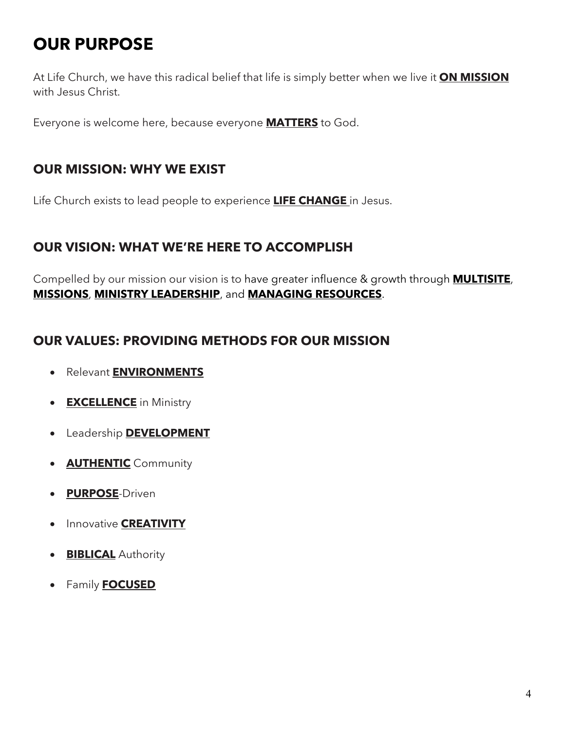# OUR PURPOSE

At Life Church, we have this radical belief that life is simply better when we live it **ON MISSION** with Jesus Christ.

Everyone is welcome here, because everyone **MATTERS** to God.

## OUR MISSION: WHY WE EXIST

Life Church exists to lead people to experience **LIFE CHANGE** in Jesus.

## OUR VISION: WHAT WE'RE HERE TO ACCOMPLISH

Compelled by our mission our vision is to have greater influence & growth through **MULTISITE**, **MISSIONS**, **MINISTRY LEADERSHIP**, and **MANAGING RESOURCES**.

## OUR VALUES: PROVIDING METHODS FOR OUR MISSION

- Relevant **ENVIRONMENTS**
- **EXCELLENCE** in Ministry
- Leadership **DEVELOPMENT**
- **AUTHENTIC** Community
- **PURPOSE**-Driven
- Innovative **CREATIVITY**
- **BIBLICAL** Authority
- Family **FOCUSED**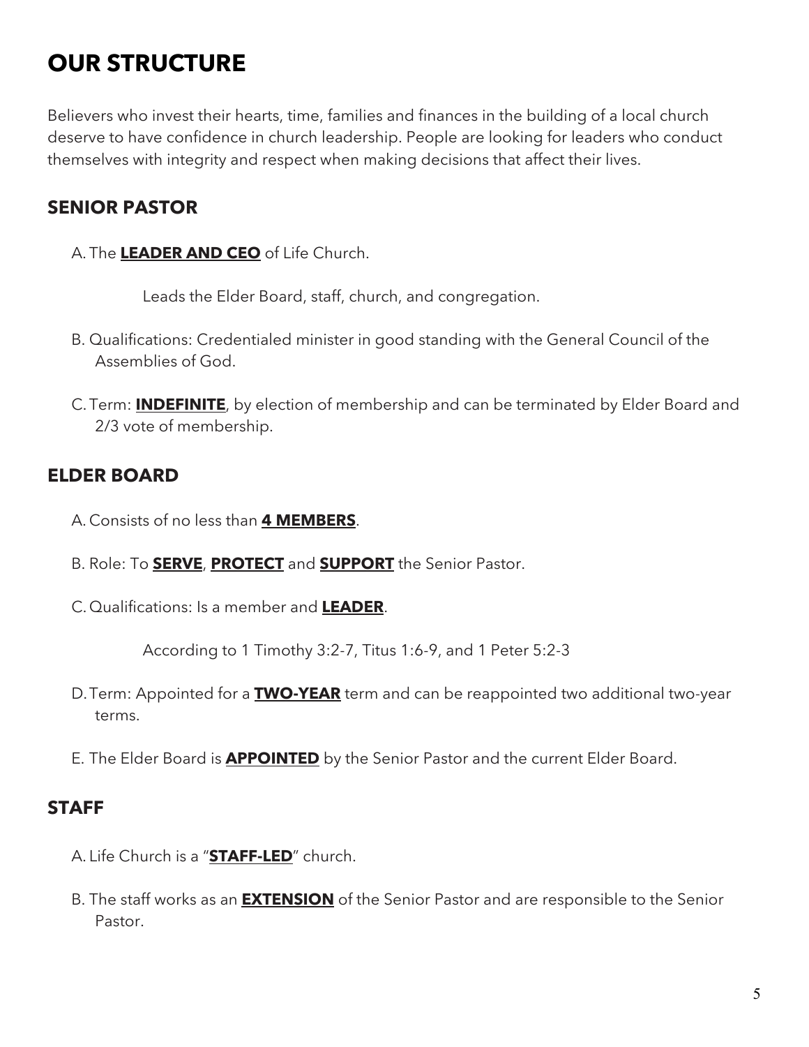# OUR STRUCTURE

Believers who invest their hearts, time, families and finances in the building of a local church deserve to have confidence in church leadership. People are looking for leaders who conduct themselves with integrity and respect when making decisions that affect their lives.

## SENIOR PASTOR

A. The **LEADER AND CEO** of Life Church.

Leads the Elder Board, staff, church, and congregation.

B. Qualifications: Credentialed minister in good standing with the General Council of the Assemblies of God.

C. Term: **INDEFINITE**, by election of membership and can be terminated by Elder Board and 2/3 vote of membership.

## ELDER BOARD

A. Consists of no less than **4 MEMBERS**.

B. Role: To **SERVE**, **PROTECT** and **SUPPORT** the Senior Pastor.

C. Qualifications: Is a member and **LEADER**.

According to 1 Timothy 3:2-7, Titus 1:6-9, and 1 Peter 5:2-3

D. Term: Appointed for a **TWO-YEAR** term and can be reappointed two additional two-year terms.

E. The Elder Board is **APPOINTED** by the Senior Pastor and the current Elder Board.

## STAFF

A. Life Church is a "**STAFF-LED**" church.

B. The staff works as an **EXTENSION** of the Senior Pastor and are responsible to the Senior Pastor.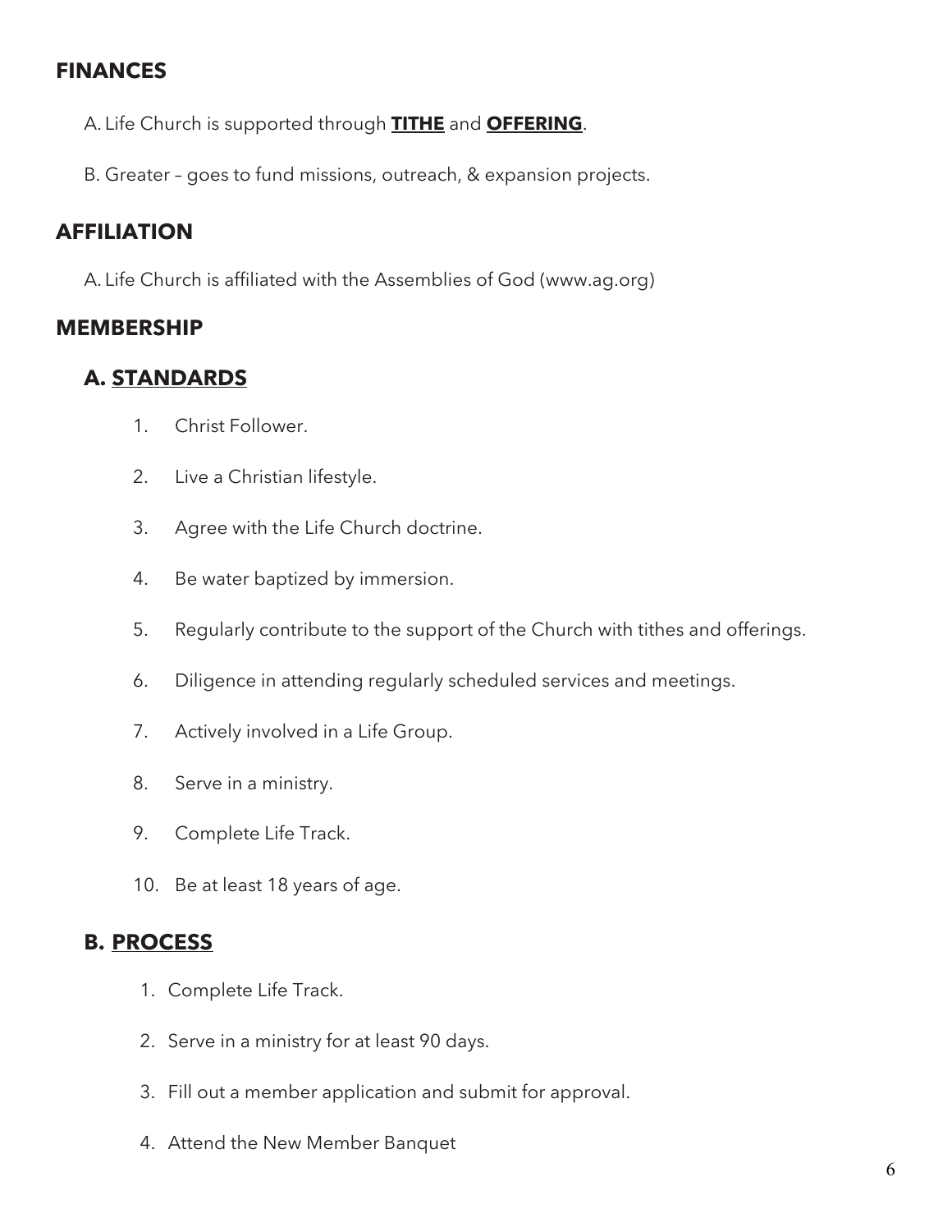## FINANCES

A. Life Church is supported through **TITHE** and **OFFERING**.

B. Greater – goes to fund missions, outreach, & expansion projects.

## AFFILIATION

A. Life Church is affiliated with the Assemblies of God (www.ag.org)

## MEMBERSHIP

### A. STANDARDS

1. Christ Follower.
2. Live a Christian lifestyle.
3. Agree with the Life Church doctrine.
4. Be water baptized by immersion.
5. Regularly contribute to the support of the Church with tithes and offerings.
6. Diligence in attending regularly scheduled services and meetings.
7. Actively involved in a Life Group.
8. Serve in a ministry.
9. Complete Life Track.
10. Be at least 18 years of age.

### B. PROCESS

1. Complete Life Track.
2. Serve in a ministry for at least 90 days.
3. Fill out a member application and submit for approval.
4. Attend the New Member Banquet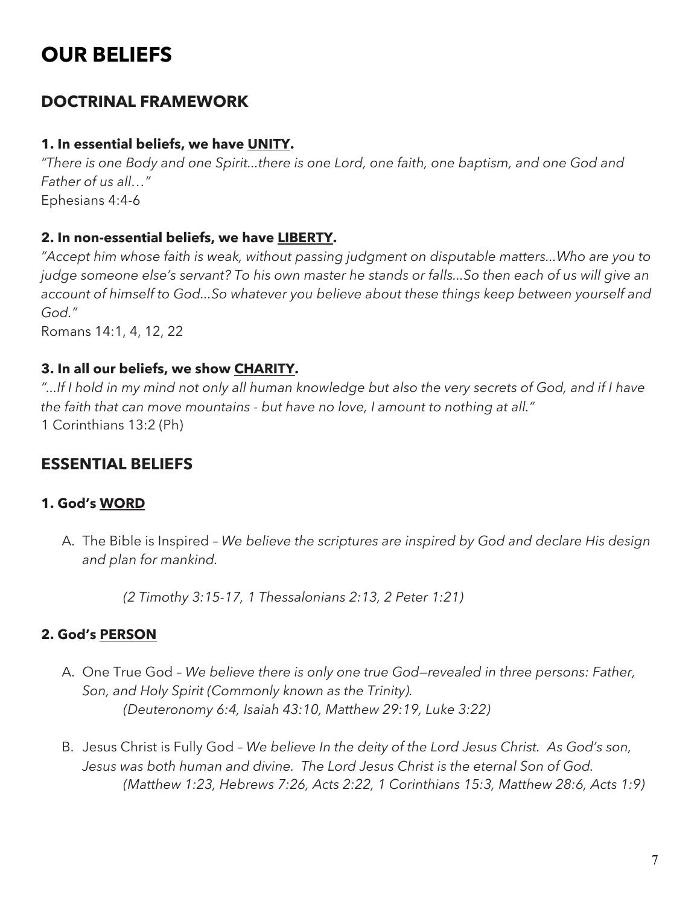# OUR BELIEFS

## DOCTRINAL FRAMEWORK

### 1. In essential beliefs, we have <u>UNITY</u>.

*"There is one Body and one Spirit...there is one Lord, one faith, one baptism, and one God and Father of us all…"*
Ephesians 4:4-6

### 2. In non-essential beliefs, we have <u>LIBERTY</u>.

*"Accept him whose faith is weak, without passing judgment on disputable matters...Who are you to judge someone else's servant? To his own master he stands or falls...So then each of us will give an account of himself to God...So whatever you believe about these things keep between yourself and God."*
Romans 14:1, 4, 12, 22

### 3. In all our beliefs, we show <u>CHARITY</u>.

*"...If I hold in my mind not only all human knowledge but also the very secrets of God, and if I have the faith that can move mountains - but have no love, I amount to nothing at all."*
1 Corinthians 13:2 (Ph)

## ESSENTIAL BELIEFS

### 1. God's <u>WORD</u>

A. The Bible is Inspired – *We believe the scriptures are inspired by God and declare His design and plan for mankind.*

*(2 Timothy 3:15-17, 1 Thessalonians 2:13, 2 Peter 1:21)*

### 2. God's <u>PERSON</u>

A. One True God – *We believe there is only one true God—revealed in three persons: Father, Son, and Holy Spirit (Commonly known as the Trinity).*
*(Deuteronomy 6:4, Isaiah 43:10, Matthew 29:19, Luke 3:22)*

B. Jesus Christ is Fully God – *We believe In the deity of the Lord Jesus Christ. As God's son, Jesus was both human and divine. The Lord Jesus Christ is the eternal Son of God.*
*(Matthew 1:23, Hebrews 7:26, Acts 2:22, 1 Corinthians 15:3, Matthew 28:6, Acts 1:9)*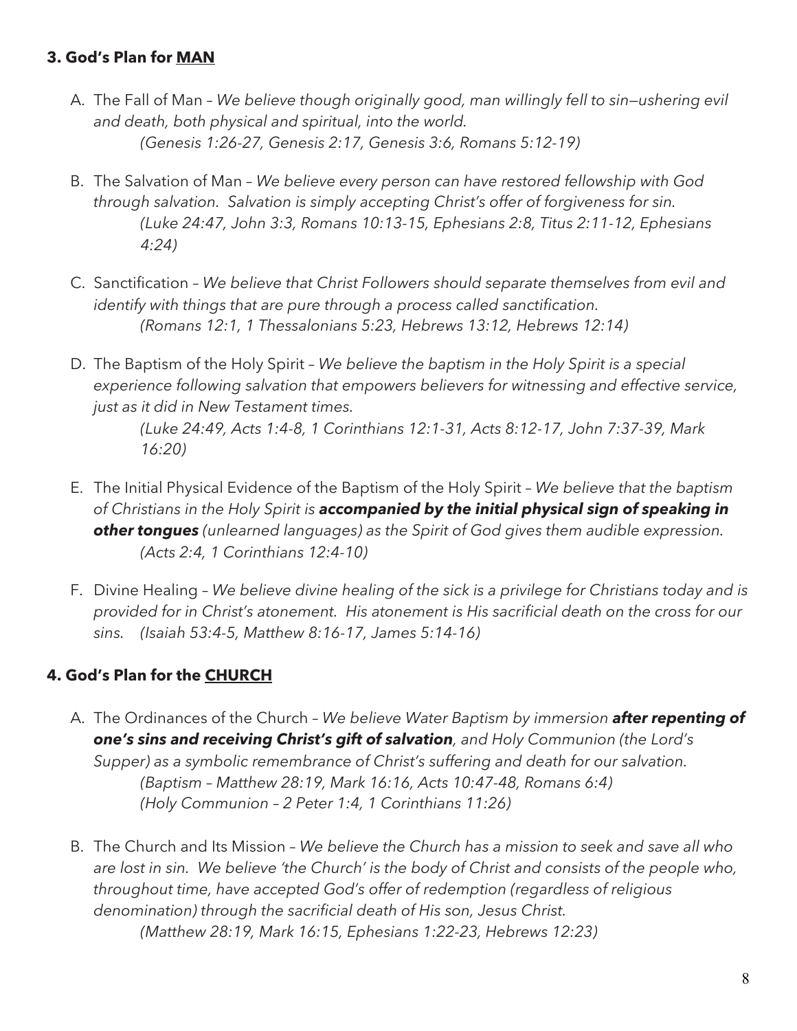### 3. God's Plan for <u>MAN</u>

A. The Fall of Man – *We believe though originally good, man willingly fell to sin—ushering evil and death, both physical and spiritual, into the world.*
   *(Genesis 1:26-27, Genesis 2:17, Genesis 3:6, Romans 5:12-19)*

B. The Salvation of Man – *We believe every person can have restored fellowship with God through salvation. Salvation is simply accepting Christ's offer of forgiveness for sin.*
   *(Luke 24:47, John 3:3, Romans 10:13-15, Ephesians 2:8, Titus 2:11-12, Ephesians 4:24)*

C. Sanctification – *We believe that Christ Followers should separate themselves from evil and identify with things that are pure through a process called sanctification.*
   *(Romans 12:1, 1 Thessalonians 5:23, Hebrews 13:12, Hebrews 12:14)*

D. The Baptism of the Holy Spirit – *We believe the baptism in the Holy Spirit is a special experience following salvation that empowers believers for witnessing and effective service, just as it did in New Testament times.*
   *(Luke 24:49, Acts 1:4-8, 1 Corinthians 12:1-31, Acts 8:12-17, John 7:37-39, Mark 16:20)*

E. The Initial Physical Evidence of the Baptism of the Holy Spirit – *We believe that the baptism of Christians in the Holy Spirit is* ***accompanied by the initial physical sign of speaking in other tongues*** *(unlearned languages) as the Spirit of God gives them audible expression.*
   *(Acts 2:4, 1 Corinthians 12:4-10)*

F. Divine Healing – *We believe divine healing of the sick is a privilege for Christians today and is provided for in Christ's atonement. His atonement is His sacrificial death on the cross for our sins. (Isaiah 53:4-5, Matthew 8:16-17, James 5:14-16)*

### 4. God's Plan for the <u>CHURCH</u>

A. The Ordinances of the Church – *We believe Water Baptism by immersion* ***after repenting of one's sins and receiving Christ's gift of salvation****, and Holy Communion (the Lord's Supper) as a symbolic remembrance of Christ's suffering and death for our salvation.*
   *(Baptism – Matthew 28:19, Mark 16:16, Acts 10:47-48, Romans 6:4)*
   *(Holy Communion – 2 Peter 1:4, 1 Corinthians 11:26)*

B. The Church and Its Mission – *We believe the Church has a mission to seek and save all who are lost in sin. We believe 'the Church' is the body of Christ and consists of the people who, throughout time, have accepted God's offer of redemption (regardless of religious denomination) through the sacrificial death of His son, Jesus Christ.*
   *(Matthew 28:19, Mark 16:15, Ephesians 1:22-23, Hebrews 12:23)*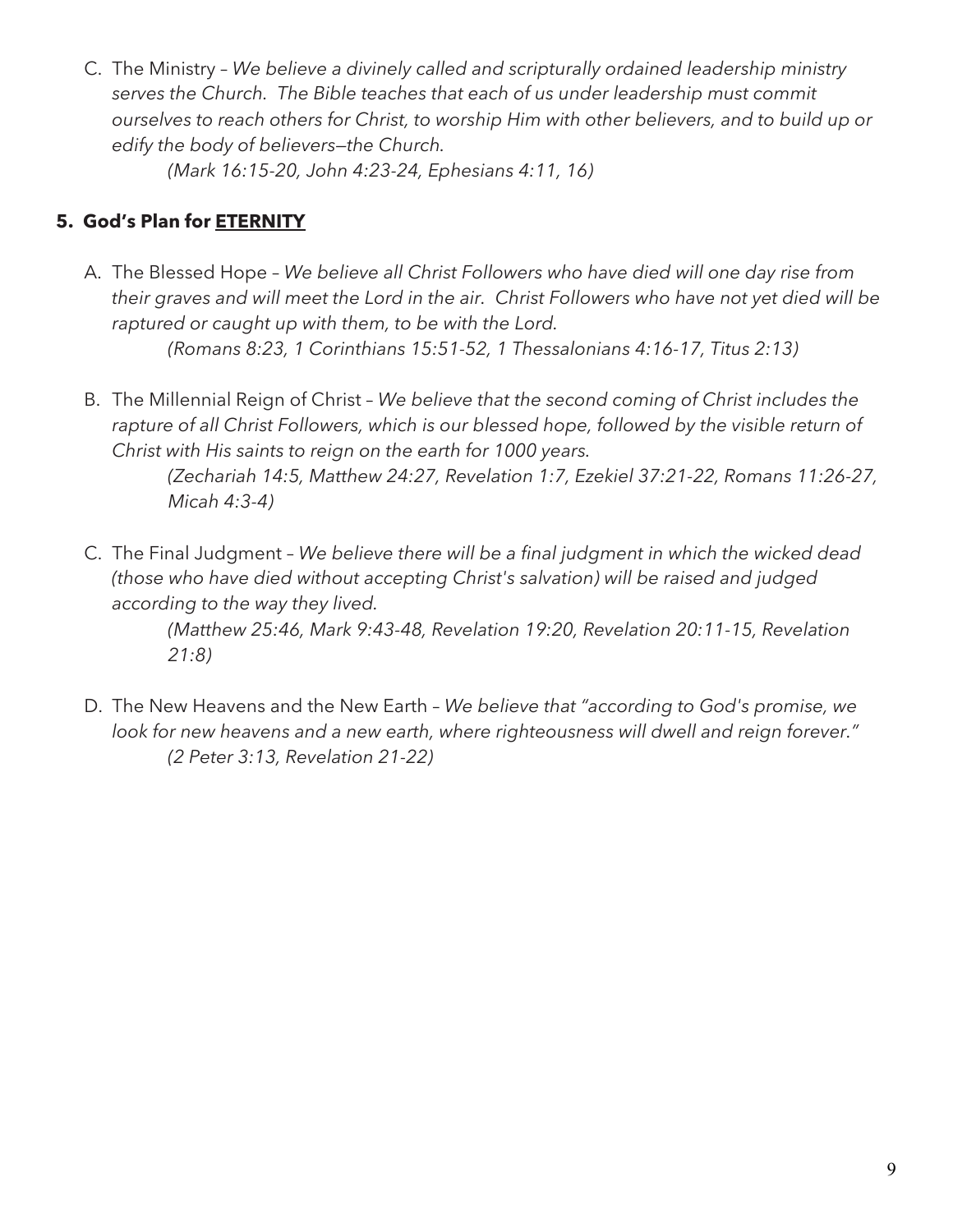C. The Ministry – *We believe a divinely called and scripturally ordained leadership ministry serves the Church. The Bible teaches that each of us under leadership must commit ourselves to reach others for Christ, to worship Him with other believers, and to build up or edify the body of believers—the Church.*
*(Mark 16:15-20, John 4:23-24, Ephesians 4:11, 16)*

### 5. God's Plan for <u>ETERNITY</u>

A. The Blessed Hope – *We believe all Christ Followers who have died will one day rise from their graves and will meet the Lord in the air. Christ Followers who have not yet died will be raptured or caught up with them, to be with the Lord.*
*(Romans 8:23, 1 Corinthians 15:51-52, 1 Thessalonians 4:16-17, Titus 2:13)*

B. The Millennial Reign of Christ – *We believe that the second coming of Christ includes the rapture of all Christ Followers, which is our blessed hope, followed by the visible return of Christ with His saints to reign on the earth for 1000 years.*
*(Zechariah 14:5, Matthew 24:27, Revelation 1:7, Ezekiel 37:21-22, Romans 11:26-27, Micah 4:3-4)*

C. The Final Judgment – *We believe there will be a final judgment in which the wicked dead (those who have died without accepting Christ's salvation) will be raised and judged according to the way they lived.*
*(Matthew 25:46, Mark 9:43-48, Revelation 19:20, Revelation 20:11-15, Revelation 21:8)*

D. The New Heavens and the New Earth – *We believe that "according to God's promise, we look for new heavens and a new earth, where righteousness will dwell and reign forever."*
*(2 Peter 3:13, Revelation 21-22)*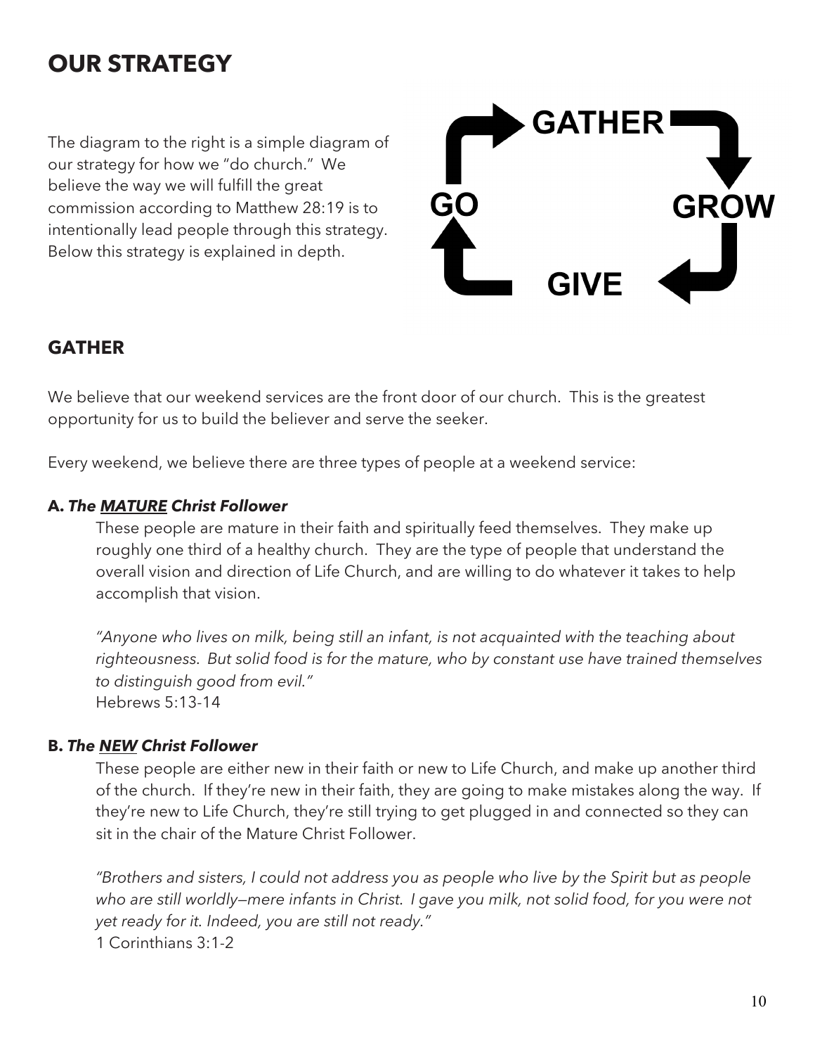## OUR STRATEGY

The diagram to the right is a simple diagram of our strategy for how we "do church." We believe the way we will fulfill the great commission according to Matthew 28:19 is to intentionally lead people through this strategy. Below this strategy is explained in depth.

GATHER → GROW → GIVE → GO

## GATHER

We believe that our weekend services are the front door of our church. This is the greatest opportunity for us to build the believer and serve the seeker.

Every weekend, we believe there are three types of people at a weekend service:

**A. *The MATURE Christ Follower***

These people are mature in their faith and spiritually feed themselves. They make up roughly one third of a healthy church. They are the type of people that understand the overall vision and direction of Life Church, and are willing to do whatever it takes to help accomplish that vision.

*"Anyone who lives on milk, being still an infant, is not acquainted with the teaching about righteousness. But solid food is for the mature, who by constant use have trained themselves to distinguish good from evil."*
Hebrews 5:13-14

**B. *The NEW Christ Follower***

These people are either new in their faith or new to Life Church, and make up another third of the church. If they're new in their faith, they are going to make mistakes along the way. If they're new to Life Church, they're still trying to get plugged in and connected so they can sit in the chair of the Mature Christ Follower.

*"Brothers and sisters, I could not address you as people who live by the Spirit but as people who are still worldly—mere infants in Christ. I gave you milk, not solid food, for you were not yet ready for it. Indeed, you are still not ready."*
1 Corinthians 3:1-2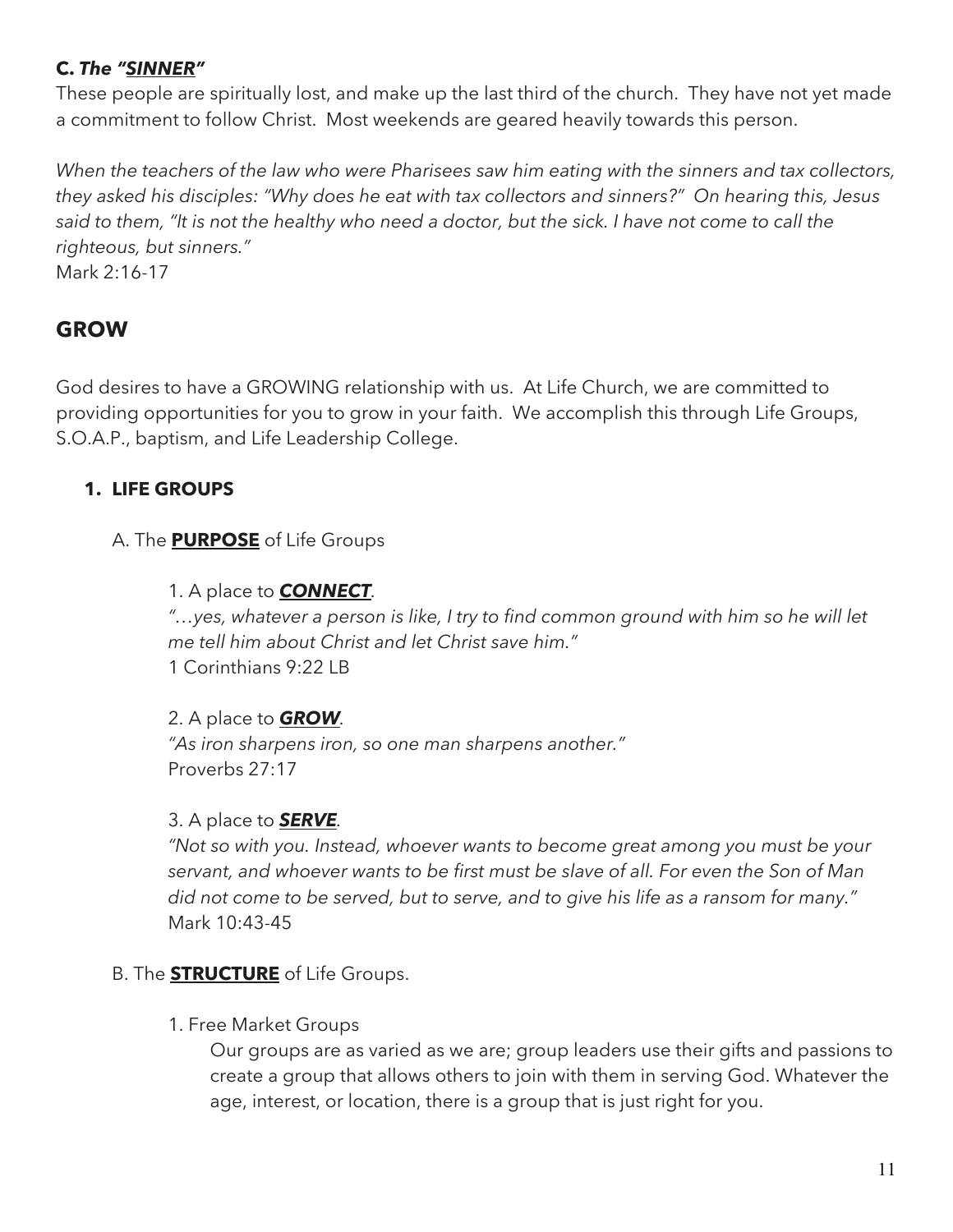**C. *The "SINNER"***

These people are spiritually lost, and make up the last third of the church. They have not yet made a commitment to follow Christ. Most weekends are geared heavily towards this person.

*When the teachers of the law who were Pharisees saw him eating with the sinners and tax collectors, they asked his disciples: "Why does he eat with tax collectors and sinners?" On hearing this, Jesus said to them, "It is not the healthy who need a doctor, but the sick. I have not come to call the righteous, but sinners."*
Mark 2:16-17

## GROW

God desires to have a GROWING relationship with us. At Life Church, we are committed to providing opportunities for you to grow in your faith. We accomplish this through Life Groups, S.O.A.P., baptism, and Life Leadership College.

### 1. LIFE GROUPS

A. The **PURPOSE** of Life Groups

1. A place to ***CONNECT***.
*"…yes, whatever a person is like, I try to find common ground with him so he will let me tell him about Christ and let Christ save him."*
1 Corinthians 9:22 LB

2. A place to ***GROW***.
*"As iron sharpens iron, so one man sharpens another."*
Proverbs 27:17

3. A place to ***SERVE***.
*"Not so with you. Instead, whoever wants to become great among you must be your servant, and whoever wants to be first must be slave of all. For even the Son of Man did not come to be served, but to serve, and to give his life as a ransom for many."*
Mark 10:43-45

B. The **STRUCTURE** of Life Groups.

1. Free Market Groups

Our groups are as varied as we are; group leaders use their gifts and passions to create a group that allows others to join with them in serving God. Whatever the age, interest, or location, there is a group that is just right for you.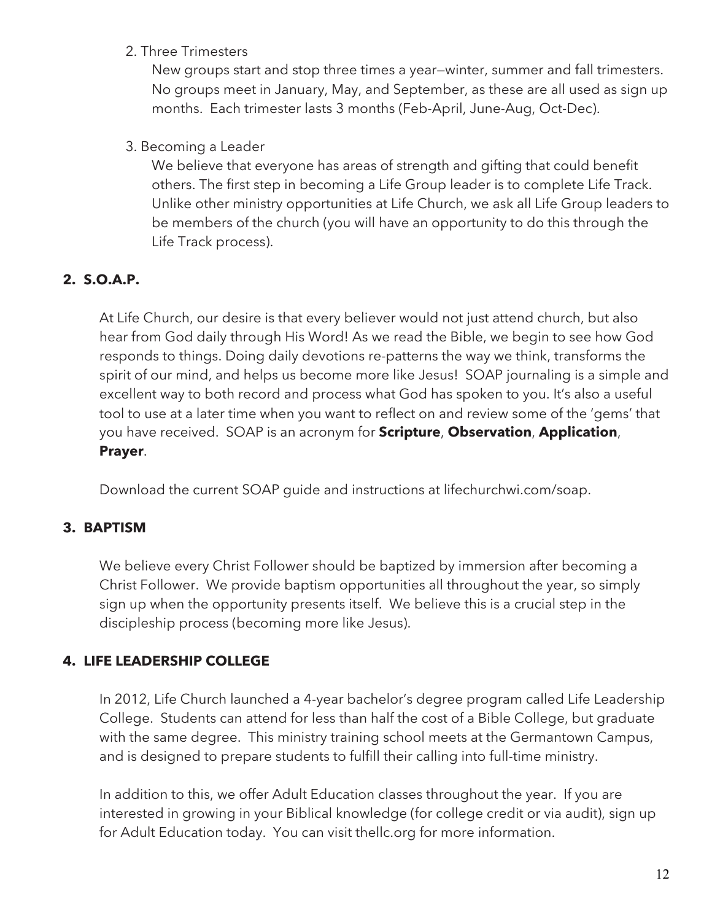2. Three Trimesters

   New groups start and stop three times a year—winter, summer and fall trimesters. No groups meet in January, May, and September, as these are all used as sign up months. Each trimester lasts 3 months (Feb-April, June-Aug, Oct-Dec).

3. Becoming a Leader

   We believe that everyone has areas of strength and gifting that could benefit others. The first step in becoming a Life Group leader is to complete Life Track. Unlike other ministry opportunities at Life Church, we ask all Life Group leaders to be members of the church (you will have an opportunity to do this through the Life Track process).

## 2. S.O.A.P.

At Life Church, our desire is that every believer would not just attend church, but also hear from God daily through His Word! As we read the Bible, we begin to see how God responds to things. Doing daily devotions re-patterns the way we think, transforms the spirit of our mind, and helps us become more like Jesus! SOAP journaling is a simple and excellent way to both record and process what God has spoken to you. It's also a useful tool to use at a later time when you want to reflect on and review some of the 'gems' that you have received. SOAP is an acronym for **Scripture**, **Observation**, **Application**, **Prayer**.

Download the current SOAP guide and instructions at lifechurchwi.com/soap.

## 3. BAPTISM

We believe every Christ Follower should be baptized by immersion after becoming a Christ Follower. We provide baptism opportunities all throughout the year, so simply sign up when the opportunity presents itself. We believe this is a crucial step in the discipleship process (becoming more like Jesus).

## 4. LIFE LEADERSHIP COLLEGE

In 2012, Life Church launched a 4-year bachelor's degree program called Life Leadership College. Students can attend for less than half the cost of a Bible College, but graduate with the same degree. This ministry training school meets at the Germantown Campus, and is designed to prepare students to fulfill their calling into full-time ministry.

In addition to this, we offer Adult Education classes throughout the year. If you are interested in growing in your Biblical knowledge (for college credit or via audit), sign up for Adult Education today. You can visit thellc.org for more information.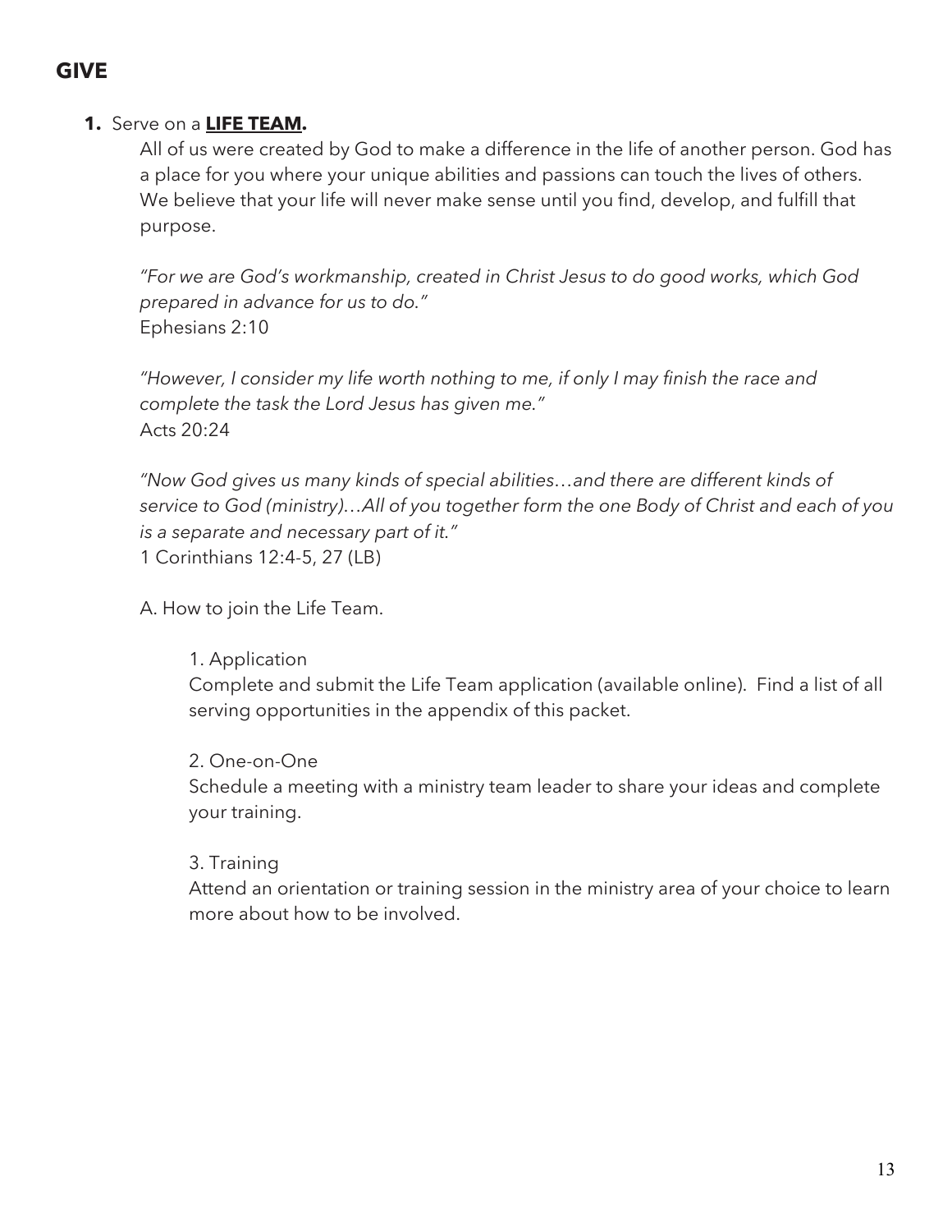## GIVE

**1.** Serve on a **<u>LIFE TEAM</u>.**

All of us were created by God to make a difference in the life of another person. God has a place for you where your unique abilities and passions can touch the lives of others. We believe that your life will never make sense until you find, develop, and fulfill that purpose.

*"For we are God's workmanship, created in Christ Jesus to do good works, which God prepared in advance for us to do."*
Ephesians 2:10

*"However, I consider my life worth nothing to me, if only I may finish the race and complete the task the Lord Jesus has given me."*
Acts 20:24

*"Now God gives us many kinds of special abilities…and there are different kinds of service to God (ministry)…All of you together form the one Body of Christ and each of you is a separate and necessary part of it."*
1 Corinthians 12:4-5, 27 (LB)

A. How to join the Life Team.

1. Application
Complete and submit the Life Team application (available online). Find a list of all serving opportunities in the appendix of this packet.

2. One-on-One
Schedule a meeting with a ministry team leader to share your ideas and complete your training.

3. Training
Attend an orientation or training session in the ministry area of your choice to learn more about how to be involved.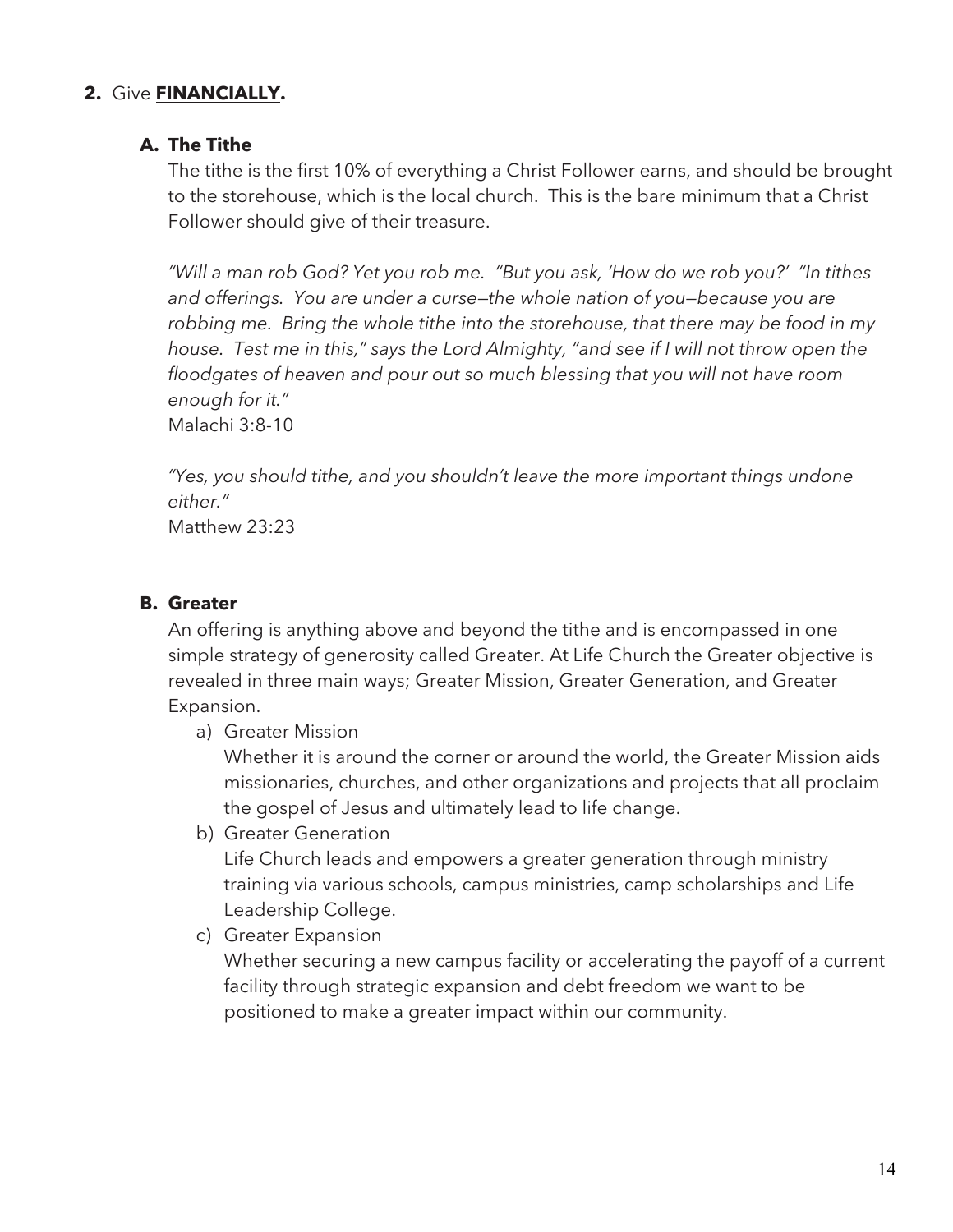**2.** Give **FINANCIALLY.**

**A. The Tithe**

The tithe is the first 10% of everything a Christ Follower earns, and should be brought to the storehouse, which is the local church. This is the bare minimum that a Christ Follower should give of their treasure.

*"Will a man rob God? Yet you rob me. "But you ask, 'How do we rob you?' "In tithes and offerings. You are under a curse—the whole nation of you—because you are robbing me. Bring the whole tithe into the storehouse, that there may be food in my house. Test me in this," says the Lord Almighty, "and see if I will not throw open the floodgates of heaven and pour out so much blessing that you will not have room enough for it."*
Malachi 3:8-10

*"Yes, you should tithe, and you shouldn't leave the more important things undone either."*
Matthew 23:23

**B. Greater**

An offering is anything above and beyond the tithe and is encompassed in one simple strategy of generosity called Greater. At Life Church the Greater objective is revealed in three main ways; Greater Mission, Greater Generation, and Greater Expansion.

a) Greater Mission
Whether it is around the corner or around the world, the Greater Mission aids missionaries, churches, and other organizations and projects that all proclaim the gospel of Jesus and ultimately lead to life change.

b) Greater Generation
Life Church leads and empowers a greater generation through ministry training via various schools, campus ministries, camp scholarships and Life Leadership College.

c) Greater Expansion
Whether securing a new campus facility or accelerating the payoff of a current facility through strategic expansion and debt freedom we want to be positioned to make a greater impact within our community.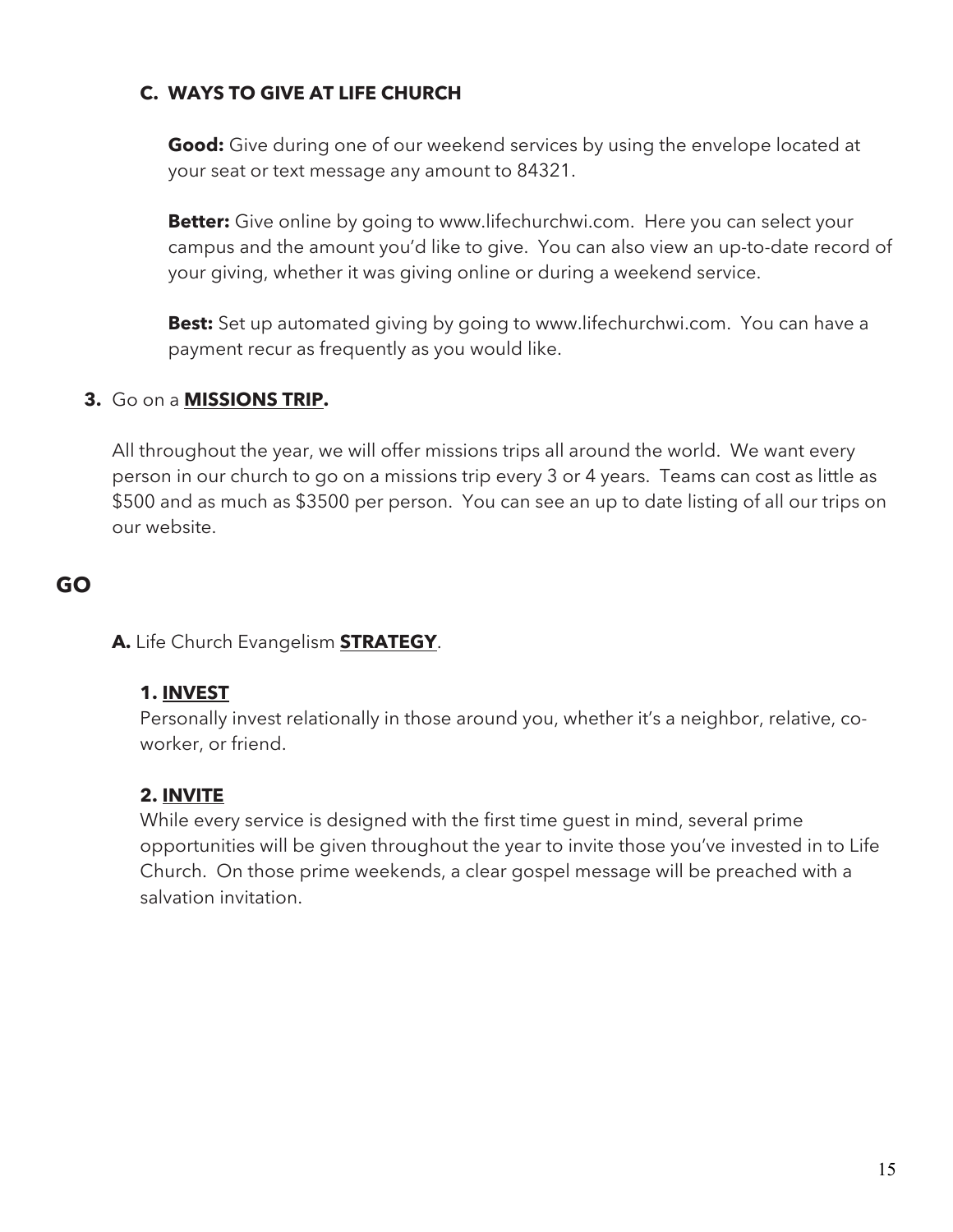### C. WAYS TO GIVE AT LIFE CHURCH

**Good:** Give during one of our weekend services by using the envelope located at your seat or text message any amount to 84321.

**Better:** Give online by going to www.lifechurchwi.com. Here you can select your campus and the amount you'd like to give. You can also view an up-to-date record of your giving, whether it was giving online or during a weekend service.

**Best:** Set up automated giving by going to www.lifechurchwi.com. You can have a payment recur as frequently as you would like.

**3.** Go on a **MISSIONS TRIP.**

All throughout the year, we will offer missions trips all around the world. We want every person in our church to go on a missions trip every 3 or 4 years. Teams can cost as little as $500 and as much as $3500 per person. You can see an up to date listing of all our trips on our website.

## GO

**A.** Life Church Evangelism **STRATEGY**.

**1. INVEST**
Personally invest relationally in those around you, whether it's a neighbor, relative, co-worker, or friend.

**2. INVITE**
While every service is designed with the first time guest in mind, several prime opportunities will be given throughout the year to invite those you've invested in to Life Church. On those prime weekends, a clear gospel message will be preached with a salvation invitation.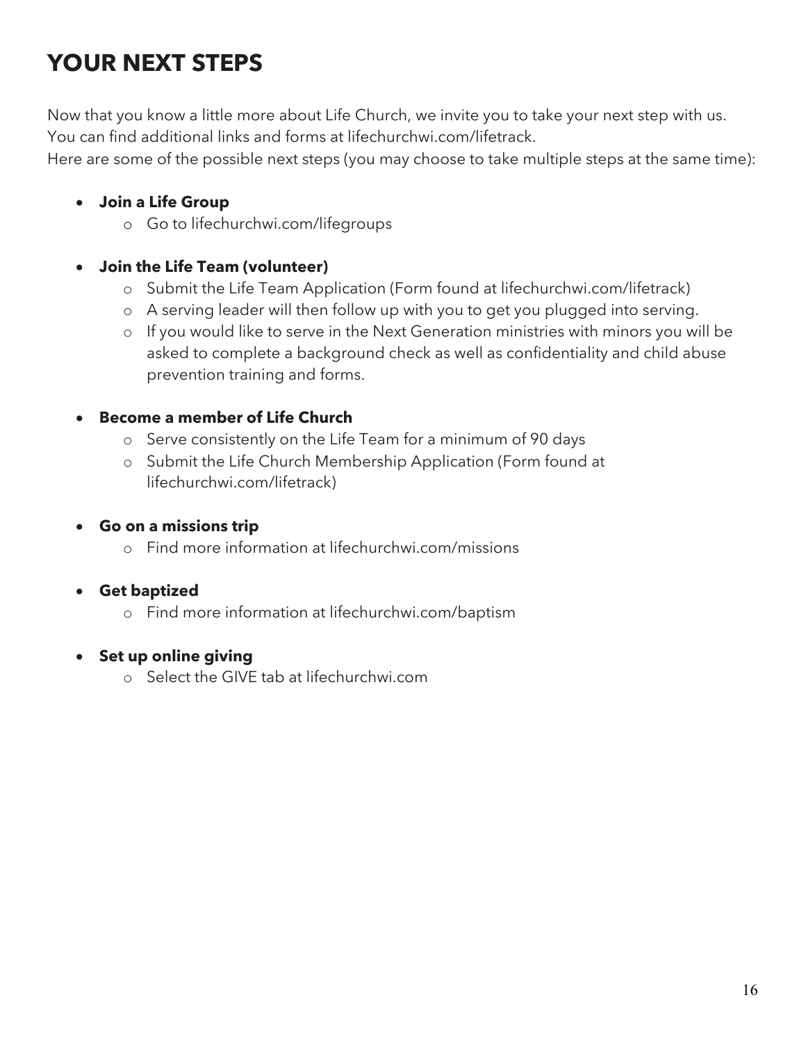# YOUR NEXT STEPS

Now that you know a little more about Life Church, we invite you to take your next step with us. You can find additional links and forms at lifechurchwi.com/lifetrack.
Here are some of the possible next steps (you may choose to take multiple steps at the same time):

- **Join a Life Group**
    - Go to lifechurchwi.com/lifegroups

- **Join the Life Team (volunteer)**
    - Submit the Life Team Application (Form found at lifechurchwi.com/lifetrack)
    - A serving leader will then follow up with you to get you plugged into serving.
    - If you would like to serve in the Next Generation ministries with minors you will be asked to complete a background check as well as confidentiality and child abuse prevention training and forms.

- **Become a member of Life Church**
    - Serve consistently on the Life Team for a minimum of 90 days
    - Submit the Life Church Membership Application (Form found at lifechurchwi.com/lifetrack)

- **Go on a missions trip**
    - Find more information at lifechurchwi.com/missions

- **Get baptized**
    - Find more information at lifechurchwi.com/baptism

- **Set up online giving**
    - Select the GIVE tab at lifechurchwi.com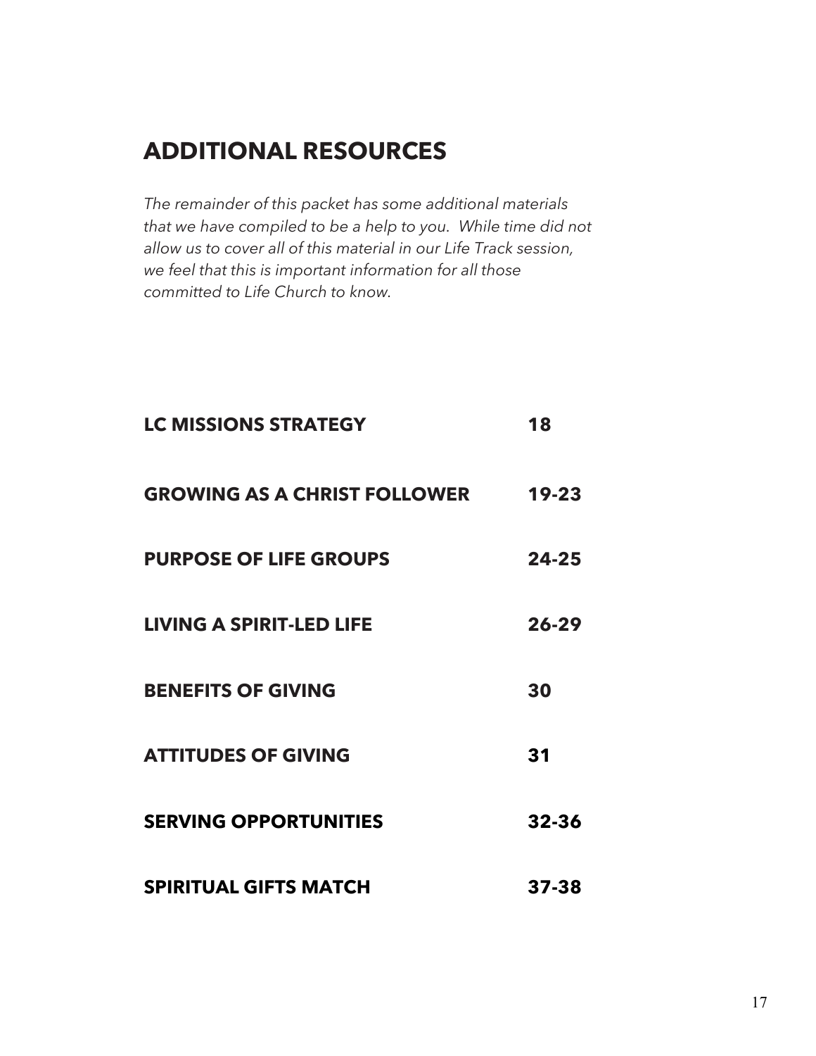## ADDITIONAL RESOURCES

*The remainder of this packet has some additional materials that we have compiled to be a help to you. While time did not allow us to cover all of this material in our Life Track session, we feel that this is important information for all those committed to Life Church to know.*

| | |
|---|---|
| **LC MISSIONS STRATEGY** | **18** |
| **GROWING AS A CHRIST FOLLOWER** | **19-23** |
| **PURPOSE OF LIFE GROUPS** | **24-25** |
| **LIVING A SPIRIT-LED LIFE** | **26-29** |
| **BENEFITS OF GIVING** | **30** |
| **ATTITUDES OF GIVING** | **31** |
| **SERVING OPPORTUNITIES** | **32-36** |
| **SPIRITUAL GIFTS MATCH** | **37-38** |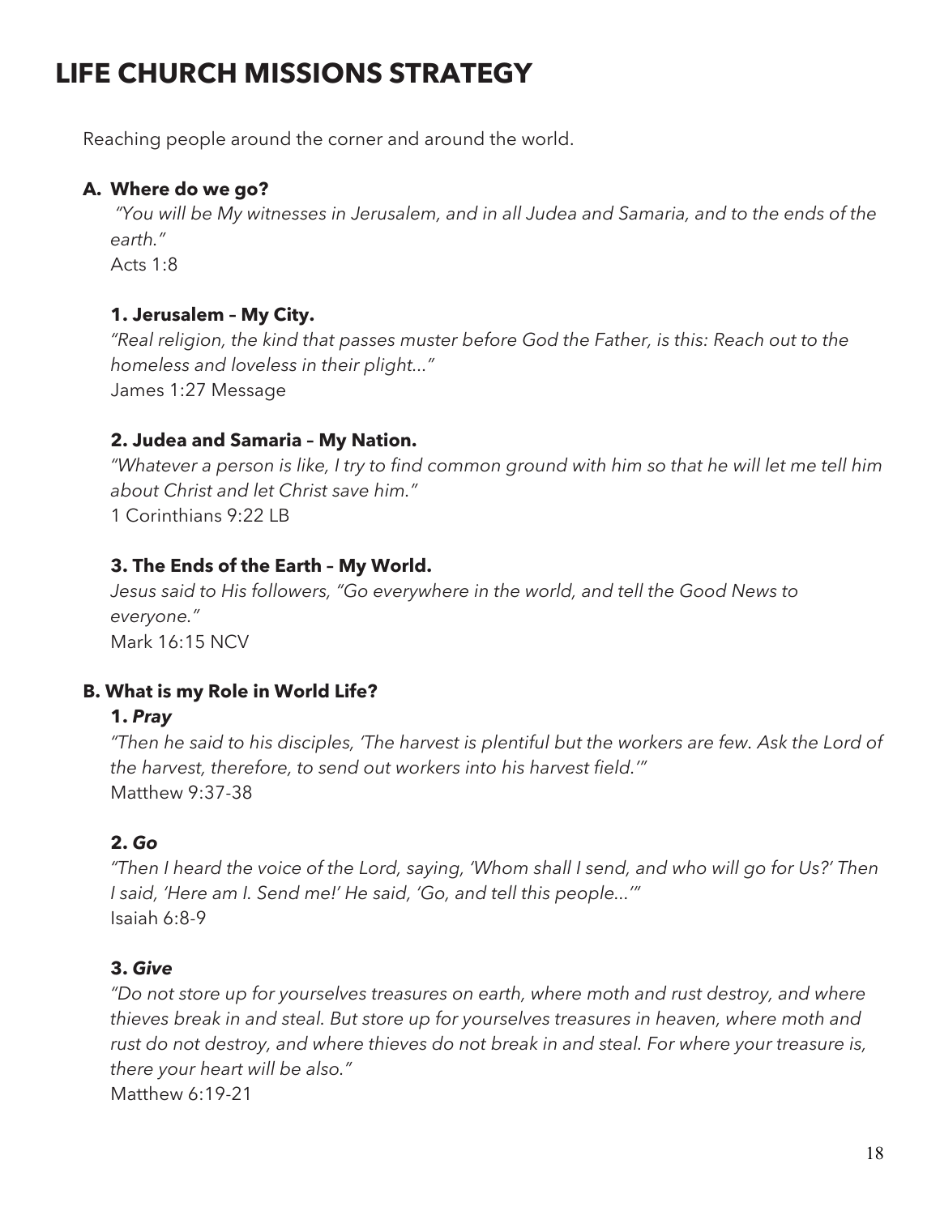# LIFE CHURCH MISSIONS STRATEGY

Reaching people around the corner and around the world.

## A. Where do we go?

*"You will be My witnesses in Jerusalem, and in all Judea and Samaria, and to the ends of the earth."*
Acts 1:8

### 1. Jerusalem – My City.

*"Real religion, the kind that passes muster before God the Father, is this: Reach out to the homeless and loveless in their plight..."*
James 1:27 Message

### 2. Judea and Samaria – My Nation.

*"Whatever a person is like, I try to find common ground with him so that he will let me tell him about Christ and let Christ save him."*
1 Corinthians 9:22 LB

### 3. The Ends of the Earth – My World.

*Jesus said to His followers, "Go everywhere in the world, and tell the Good News to everyone."*
Mark 16:15 NCV

## B. What is my Role in World Life?

### 1. *Pray*

*"Then he said to his disciples, 'The harvest is plentiful but the workers are few. Ask the Lord of the harvest, therefore, to send out workers into his harvest field.'"*
Matthew 9:37-38

### 2. *Go*

*"Then I heard the voice of the Lord, saying, 'Whom shall I send, and who will go for Us?' Then I said, 'Here am I. Send me!' He said, 'Go, and tell this people...'"*
Isaiah 6:8-9

### 3. *Give*

*"Do not store up for yourselves treasures on earth, where moth and rust destroy, and where thieves break in and steal. But store up for yourselves treasures in heaven, where moth and rust do not destroy, and where thieves do not break in and steal. For where your treasure is, there your heart will be also."*
Matthew 6:19-21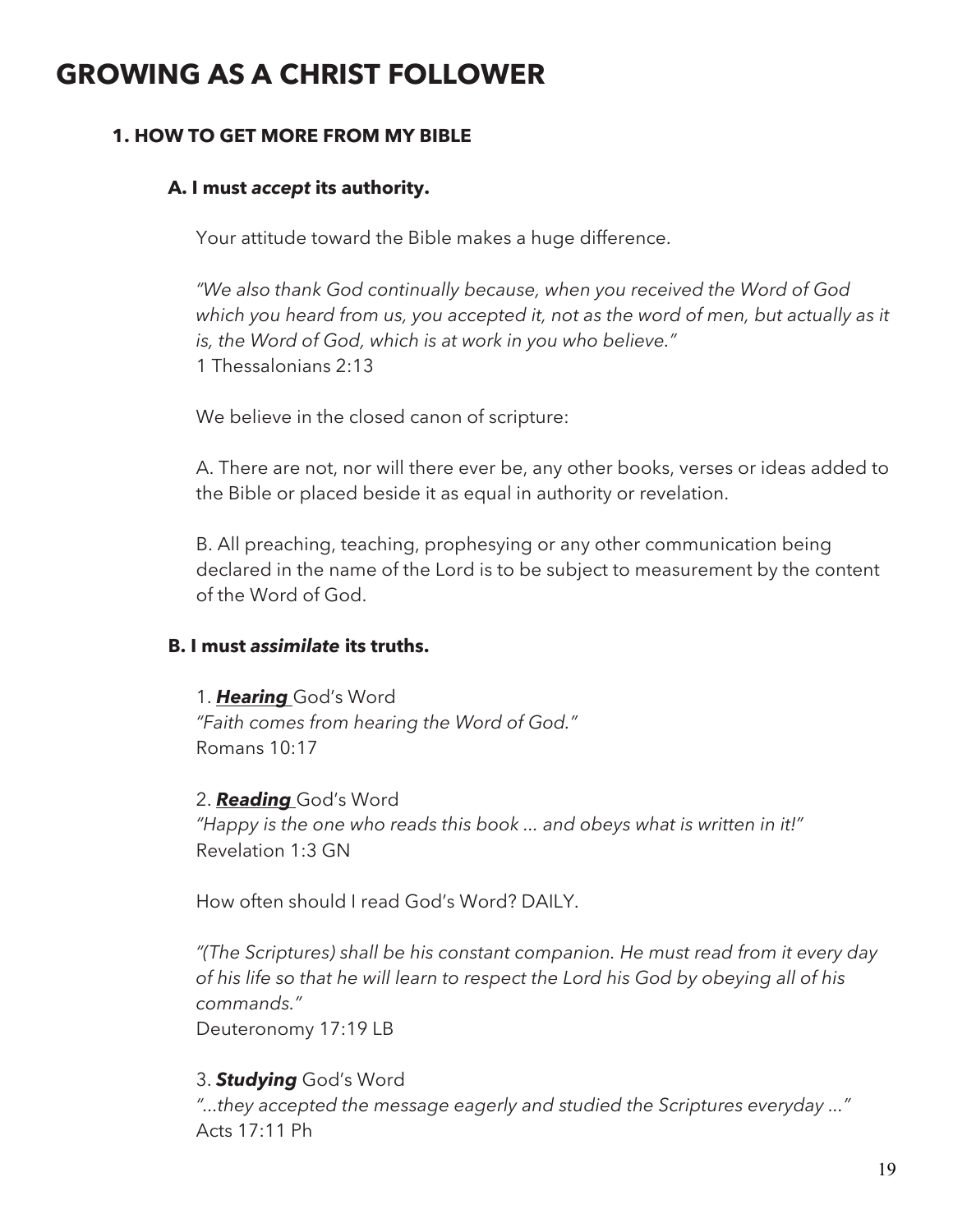# GROWING AS A CHRIST FOLLOWER

### 1. HOW TO GET MORE FROM MY BIBLE

#### A. I must *accept* its authority.

Your attitude toward the Bible makes a huge difference.

*"We also thank God continually because, when you received the Word of God which you heard from us, you accepted it, not as the word of men, but actually as it is, the Word of God, which is at work in you who believe."*
1 Thessalonians 2:13

We believe in the closed canon of scripture:

A. There are not, nor will there ever be, any other books, verses or ideas added to the Bible or placed beside it as equal in authority or revelation.

B. All preaching, teaching, prophesying or any other communication being declared in the name of the Lord is to be subject to measurement by the content of the Word of God.

#### B. I must *assimilate* its truths.

1. ***Hearing*** God's Word
*"Faith comes from hearing the Word of God."*
Romans 10:17

2. ***Reading*** God's Word
*"Happy is the one who reads this book … and obeys what is written in it!"*
Revelation 1:3 GN

How often should I read God's Word? DAILY.

*"(The Scriptures) shall be his constant companion. He must read from it every day of his life so that he will learn to respect the Lord his God by obeying all of his commands."*
Deuteronomy 17:19 LB

3. ***Studying*** God's Word
*"…they accepted the message eagerly and studied the Scriptures everyday …"*
Acts 17:11 Ph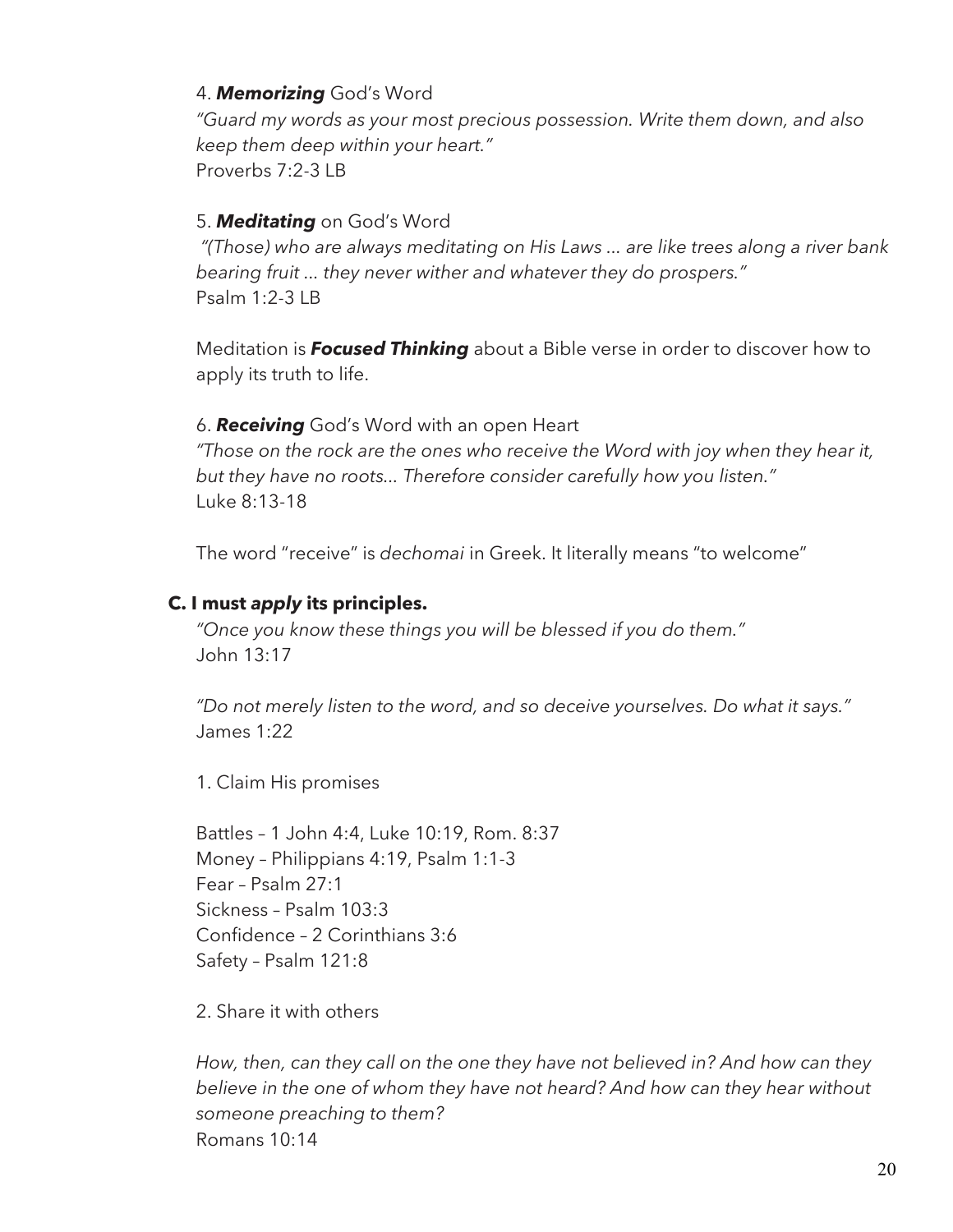4. ***Memorizing*** God's Word

*"Guard my words as your most precious possession. Write them down, and also keep them deep within your heart."*
Proverbs 7:2-3 LB

5. ***Meditating*** on God's Word

*"(Those) who are always meditating on His Laws … are like trees along a river bank bearing fruit … they never wither and whatever they do prospers."*
Psalm 1:2-3 LB

Meditation is ***Focused Thinking*** about a Bible verse in order to discover how to apply its truth to life.

6. ***Receiving*** God's Word with an open Heart

*"Those on the rock are the ones who receive the Word with joy when they hear it, but they have no roots… Therefore consider carefully how you listen."*
Luke 8:13-18

The word "receive" is *dechomai* in Greek. It literally means "to welcome"

**C. I must *apply* its principles.**

*"Once you know these things you will be blessed if you do them."*
John 13:17

*"Do not merely listen to the word, and so deceive yourselves. Do what it says."*
James 1:22

1. Claim His promises

Battles – 1 John 4:4, Luke 10:19, Rom. 8:37
Money – Philippians 4:19, Psalm 1:1-3
Fear – Psalm 27:1
Sickness – Psalm 103:3
Confidence – 2 Corinthians 3:6
Safety – Psalm 121:8

2. Share it with others

*How, then, can they call on the one they have not believed in? And how can they believe in the one of whom they have not heard? And how can they hear without someone preaching to them?*
Romans 10:14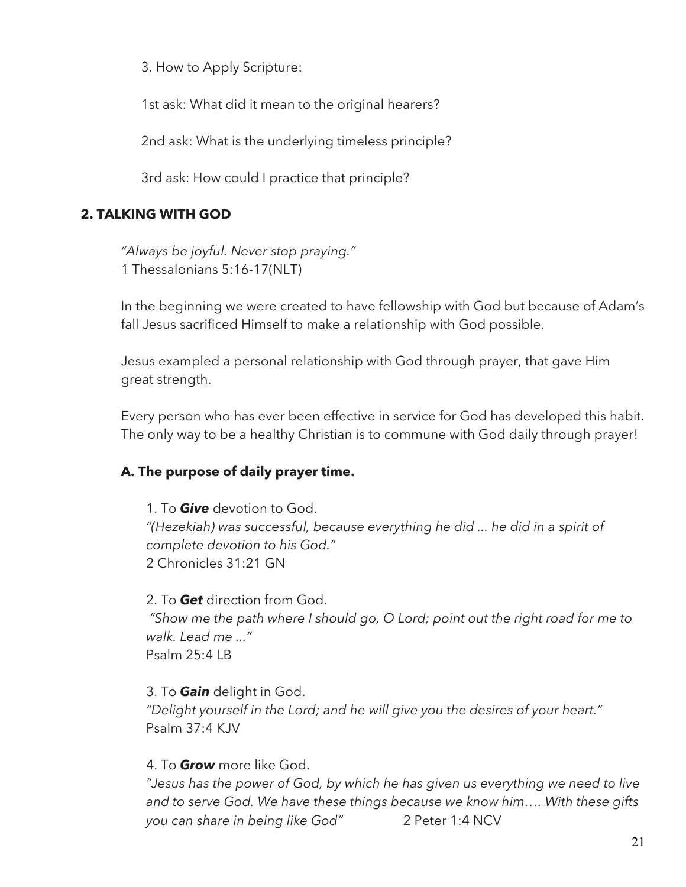3. How to Apply Scripture:

1st ask: What did it mean to the original hearers?

2nd ask: What is the underlying timeless principle?

3rd ask: How could I practice that principle?

## 2. TALKING WITH GOD

*"Always be joyful. Never stop praying."*
1 Thessalonians 5:16-17(NLT)

In the beginning we were created to have fellowship with God but because of Adam's fall Jesus sacrificed Himself to make a relationship with God possible.

Jesus exampled a personal relationship with God through prayer, that gave Him great strength.

Every person who has ever been effective in service for God has developed this habit. The only way to be a healthy Christian is to commune with God daily through prayer!

### A. The purpose of daily prayer time.

1. To ***Give*** devotion to God.
*"(Hezekiah) was successful, because everything he did ... he did in a spirit of complete devotion to his God."*
2 Chronicles 31:21 GN

2. To ***Get*** direction from God.
*"Show me the path where I should go, O Lord; point out the right road for me to walk. Lead me ..."*
Psalm 25:4 LB

3. To ***Gain*** delight in God.
*"Delight yourself in the Lord; and he will give you the desires of your heart."*
Psalm 37:4 KJV

4. To ***Grow*** more like God.
*"Jesus has the power of God, by which he has given us everything we need to live and to serve God. We have these things because we know him.... With these gifts you can share in being like God"* 2 Peter 1:4 NCV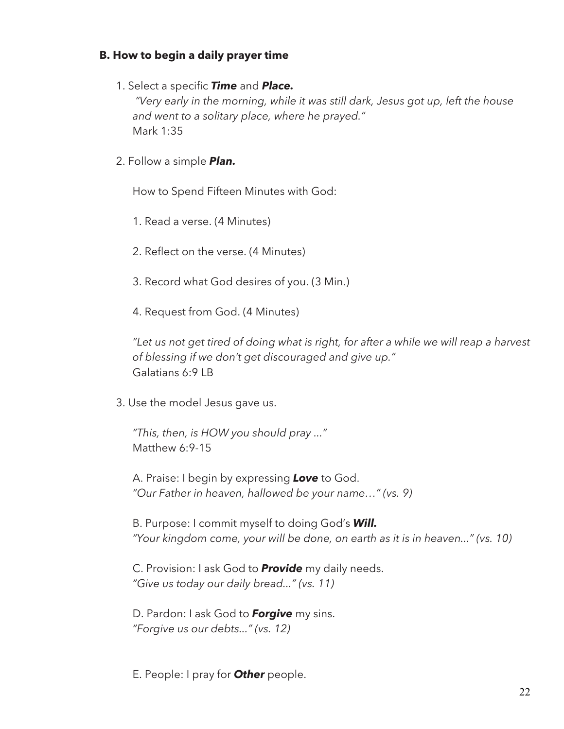### B. How to begin a daily prayer time

1. Select a specific ***Time*** and ***Place.***

   *"Very early in the morning, while it was still dark, Jesus got up, left the house and went to a solitary place, where he prayed."*
   Mark 1:35

2. Follow a simple ***Plan.***

   How to Spend Fifteen Minutes with God:

   1. Read a verse. (4 Minutes)

   2. Reflect on the verse. (4 Minutes)

   3. Record what God desires of you. (3 Min.)

   4. Request from God. (4 Minutes)

   *"Let us not get tired of doing what is right, for after a while we will reap a harvest of blessing if we don't get discouraged and give up."*
   Galatians 6:9 LB

3. Use the model Jesus gave us.

   *"This, then, is HOW you should pray ..."*
   Matthew 6:9-15

   A. Praise: I begin by expressing ***Love*** to God.
   *"Our Father in heaven, hallowed be your name…" (vs. 9)*

   B. Purpose: I commit myself to doing God's ***Will.***
   *"Your kingdom come, your will be done, on earth as it is in heaven..." (vs. 10)*

   C. Provision: I ask God to ***Provide*** my daily needs.
   *"Give us today our daily bread..." (vs. 11)*

   D. Pardon: I ask God to ***Forgive*** my sins.
   *"Forgive us our debts..." (vs. 12)*

   E. People: I pray for ***Other*** people.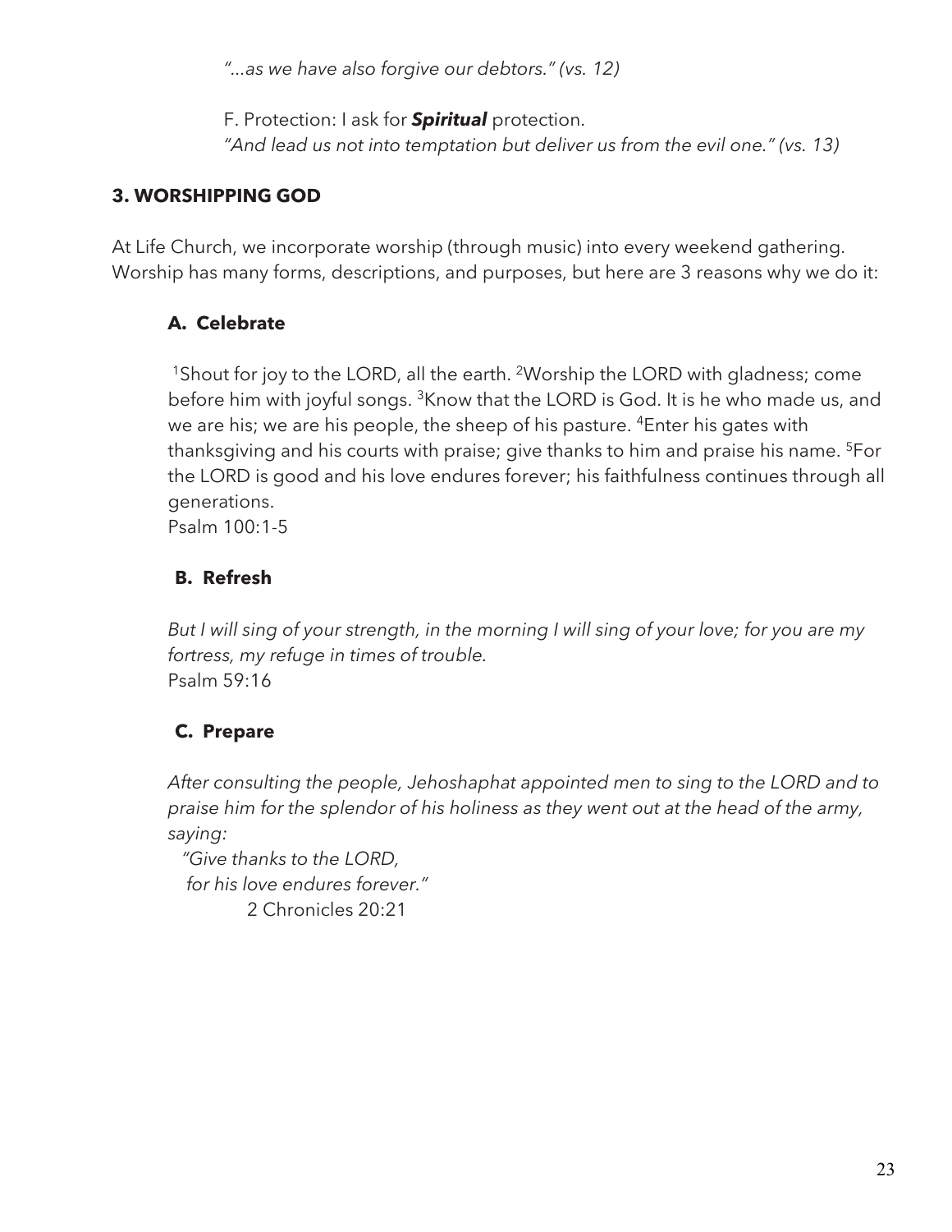*"...as we have also forgive our debtors." (vs. 12)*

F. Protection: I ask for ***Spiritual*** protection.
*"And lead us not into temptation but deliver us from the evil one." (vs. 13)*

### 3. WORSHIPPING GOD

At Life Church, we incorporate worship (through music) into every weekend gathering. Worship has many forms, descriptions, and purposes, but here are 3 reasons why we do it:

#### A. Celebrate

[1]Shout for joy to the LORD, all the earth. [2]Worship the LORD with gladness; come before him with joyful songs. [3]Know that the LORD is God. It is he who made us, and we are his; we are his people, the sheep of his pasture. [4]Enter his gates with thanksgiving and his courts with praise; give thanks to him and praise his name. [5]For the LORD is good and his love endures forever; his faithfulness continues through all generations.
Psalm 100:1-5

#### B. Refresh

*But I will sing of your strength, in the morning I will sing of your love; for you are my fortress, my refuge in times of trouble.*
Psalm 59:16

#### C. Prepare

*After consulting the people, Jehoshaphat appointed men to sing to the LORD and to praise him for the splendor of his holiness as they went out at the head of the army, saying:*
*"Give thanks to the LORD,*
*for his love endures forever."*
2 Chronicles 20:21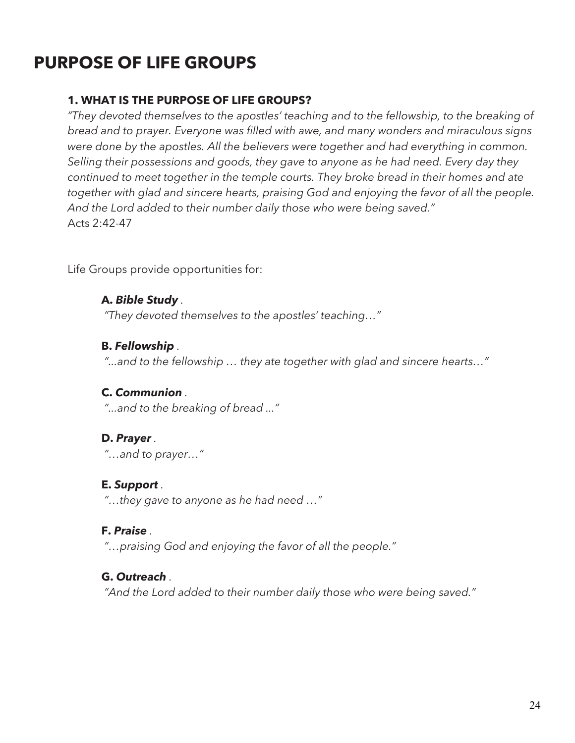# PURPOSE OF LIFE GROUPS

### 1. WHAT IS THE PURPOSE OF LIFE GROUPS?

*"They devoted themselves to the apostles' teaching and to the fellowship, to the breaking of bread and to prayer. Everyone was filled with awe, and many wonders and miraculous signs were done by the apostles. All the believers were together and had everything in common. Selling their possessions and goods, they gave to anyone as he had need. Every day they continued to meet together in the temple courts. They broke bread in their homes and ate together with glad and sincere hearts, praising God and enjoying the favor of all the people. And the Lord added to their number daily those who were being saved."*
Acts 2:42-47

Life Groups provide opportunities for:

**A.** ***Bible Study*** .
*"They devoted themselves to the apostles' teaching…"*

**B.** ***Fellowship*** .
*"...and to the fellowship … they ate together with glad and sincere hearts…"*

**C.** ***Communion*** .
*"...and to the breaking of bread ..."*

**D.** ***Prayer*** .
*"…and to prayer…"*

**E.** ***Support*** .
*"…they gave to anyone as he had need …"*

**F.** ***Praise*** .
*"…praising God and enjoying the favor of all the people."*

**G.** ***Outreach*** .
*"And the Lord added to their number daily those who were being saved."*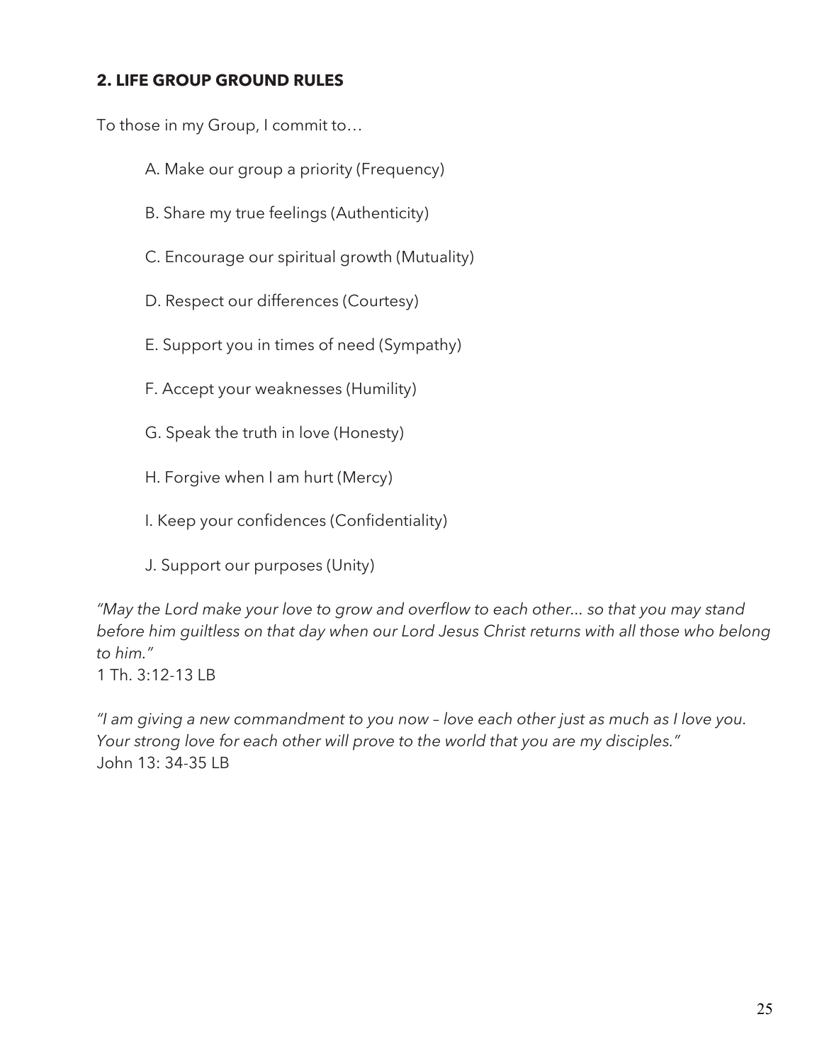## 2. LIFE GROUP GROUND RULES

To those in my Group, I commit to…

A. Make our group a priority (Frequency)

B. Share my true feelings (Authenticity)

C. Encourage our spiritual growth (Mutuality)

D. Respect our differences (Courtesy)

E. Support you in times of need (Sympathy)

F. Accept your weaknesses (Humility)

G. Speak the truth in love (Honesty)

H. Forgive when I am hurt (Mercy)

I. Keep your confidences (Confidentiality)

J. Support our purposes (Unity)

*"May the Lord make your love to grow and overflow to each other... so that you may stand before him guiltless on that day when our Lord Jesus Christ returns with all those who belong to him."*
1 Th. 3:12-13 LB

*"I am giving a new commandment to you now – love each other just as much as I love you. Your strong love for each other will prove to the world that you are my disciples."*
John 13: 34-35 LB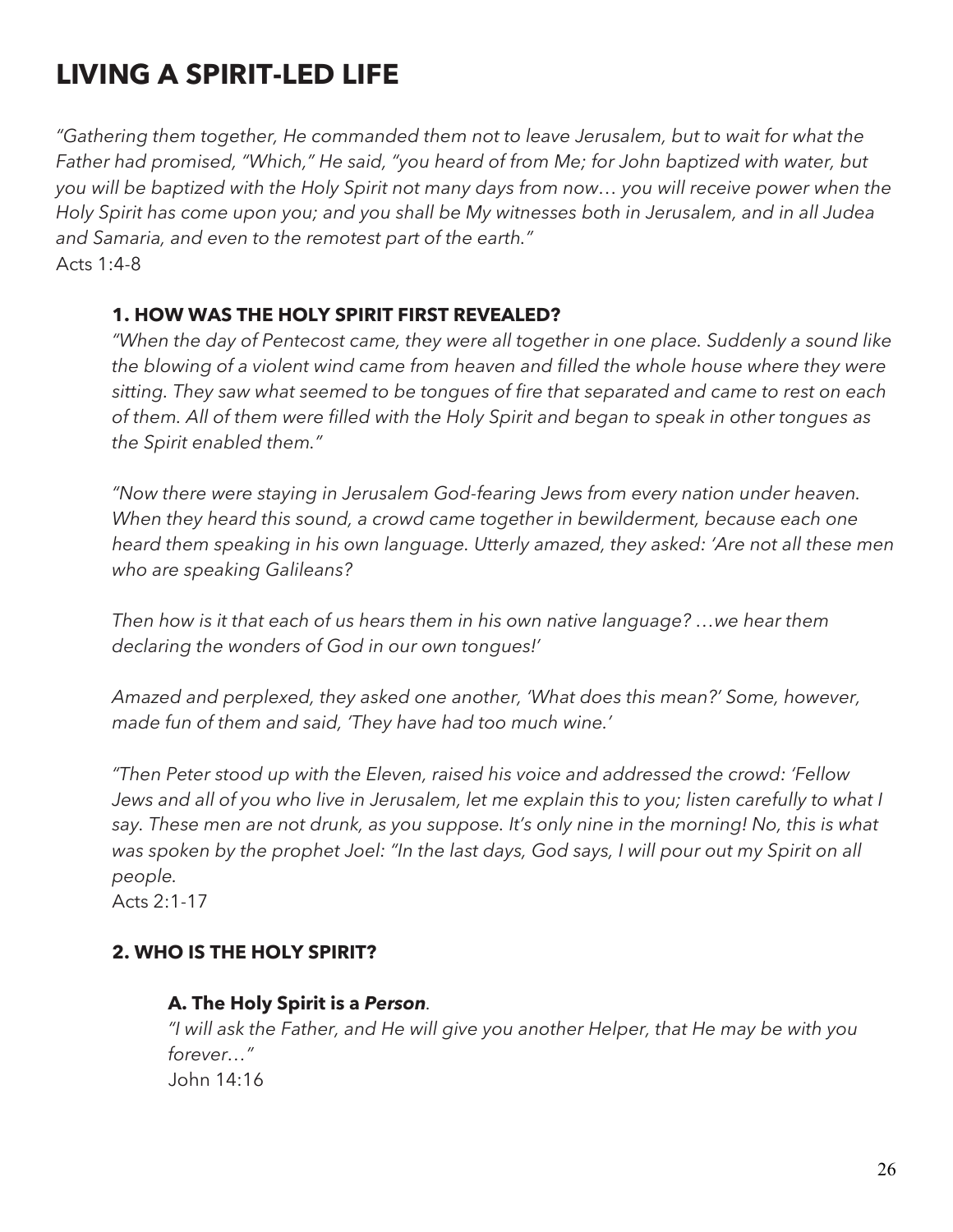# LIVING A SPIRIT-LED LIFE

*"Gathering them together, He commanded them not to leave Jerusalem, but to wait for what the Father had promised, "Which," He said, "you heard of from Me; for John baptized with water, but you will be baptized with the Holy Spirit not many days from now… you will receive power when the Holy Spirit has come upon you; and you shall be My witnesses both in Jerusalem, and in all Judea and Samaria, and even to the remotest part of the earth."*
Acts 1:4-8

### 1. HOW WAS THE HOLY SPIRIT FIRST REVEALED?

*"When the day of Pentecost came, they were all together in one place. Suddenly a sound like the blowing of a violent wind came from heaven and filled the whole house where they were sitting. They saw what seemed to be tongues of fire that separated and came to rest on each of them. All of them were filled with the Holy Spirit and began to speak in other tongues as the Spirit enabled them."*

*"Now there were staying in Jerusalem God-fearing Jews from every nation under heaven. When they heard this sound, a crowd came together in bewilderment, because each one heard them speaking in his own language. Utterly amazed, they asked: 'Are not all these men who are speaking Galileans?*

*Then how is it that each of us hears them in his own native language? …we hear them declaring the wonders of God in our own tongues!'*

*Amazed and perplexed, they asked one another, 'What does this mean?' Some, however, made fun of them and said, 'They have had too much wine.'*

*"Then Peter stood up with the Eleven, raised his voice and addressed the crowd: 'Fellow Jews and all of you who live in Jerusalem, let me explain this to you; listen carefully to what I say. These men are not drunk, as you suppose. It's only nine in the morning! No, this is what was spoken by the prophet Joel: "In the last days, God says, I will pour out my Spirit on all people.*
Acts 2:1-17

### 2. WHO IS THE HOLY SPIRIT?

#### A. The Holy Spirit is a *Person*.

*"I will ask the Father, and He will give you another Helper, that He may be with you forever…"*
John 14:16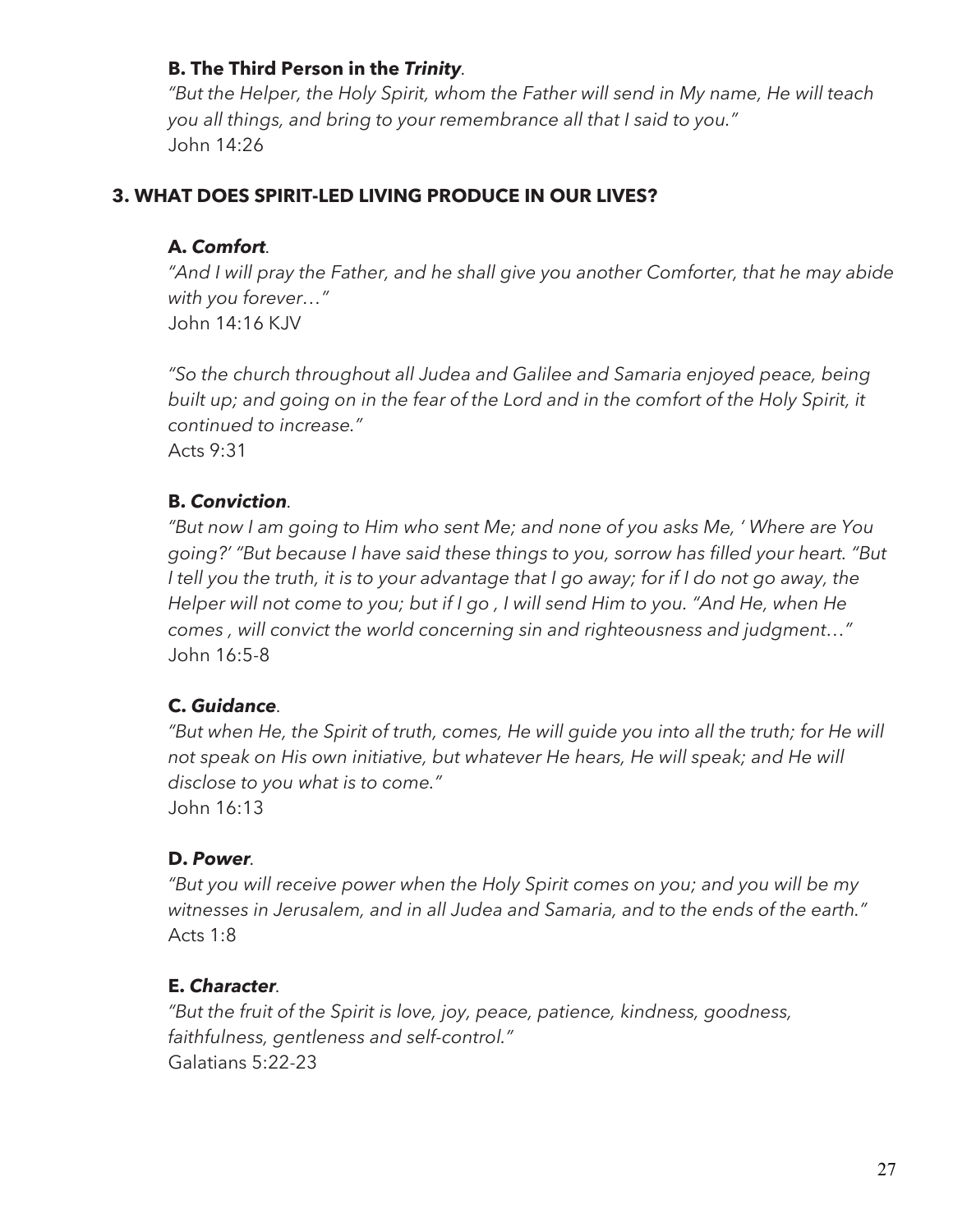**B. The Third Person in the *Trinity*.**

*"But the Helper, the Holy Spirit, whom the Father will send in My name, He will teach you all things, and bring to your remembrance all that I said to you."*
John 14:26

## 3. WHAT DOES SPIRIT-LED LIVING PRODUCE IN OUR LIVES?

**A. *Comfort*.**

*"And I will pray the Father, and he shall give you another Comforter, that he may abide with you forever…"*
John 14:16 KJV

*"So the church throughout all Judea and Galilee and Samaria enjoyed peace, being built up; and going on in the fear of the Lord and in the comfort of the Holy Spirit, it continued to increase."*
Acts 9:31

**B. *Conviction*.**

*"But now I am going to Him who sent Me; and none of you asks Me, ' Where are You going?' "But because I have said these things to you, sorrow has filled your heart. "But I tell you the truth, it is to your advantage that I go away; for if I do not go away, the Helper will not come to you; but if I go , I will send Him to you. "And He, when He comes , will convict the world concerning sin and righteousness and judgment…"*
John 16:5-8

**C. *Guidance*.**

*"But when He, the Spirit of truth, comes, He will guide you into all the truth; for He will not speak on His own initiative, but whatever He hears, He will speak; and He will disclose to you what is to come."*
John 16:13

**D. *Power*.**

*"But you will receive power when the Holy Spirit comes on you; and you will be my witnesses in Jerusalem, and in all Judea and Samaria, and to the ends of the earth."*
Acts 1:8

**E. *Character*.**

*"But the fruit of the Spirit is love, joy, peace, patience, kindness, goodness, faithfulness, gentleness and self-control."*
Galatians 5:22-23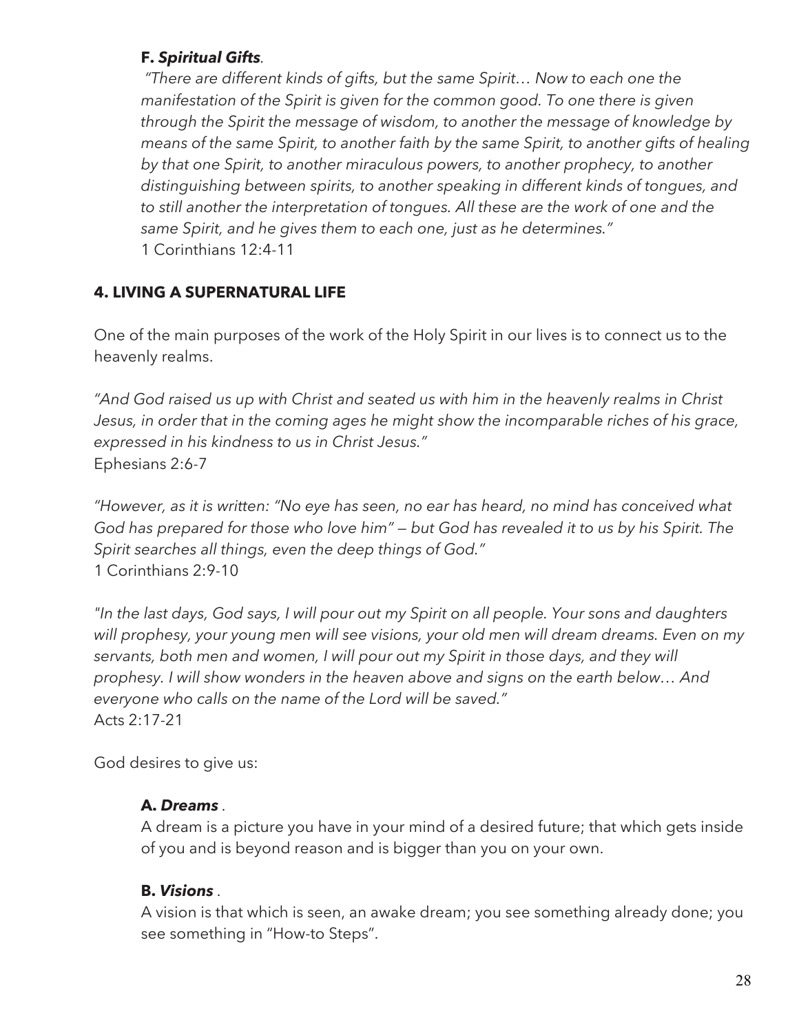**F. *Spiritual Gifts*.**

*"There are different kinds of gifts, but the same Spirit… Now to each one the manifestation of the Spirit is given for the common good. To one there is given through the Spirit the message of wisdom, to another the message of knowledge by means of the same Spirit, to another faith by the same Spirit, to another gifts of healing by that one Spirit, to another miraculous powers, to another prophecy, to another distinguishing between spirits, to another speaking in different kinds of tongues, and to still another the interpretation of tongues. All these are the work of one and the same Spirit, and he gives them to each one, just as he determines."*
1 Corinthians 12:4-11

## 4. LIVING A SUPERNATURAL LIFE

One of the main purposes of the work of the Holy Spirit in our lives is to connect us to the heavenly realms.

*"And God raised us up with Christ and seated us with him in the heavenly realms in Christ Jesus, in order that in the coming ages he might show the incomparable riches of his grace, expressed in his kindness to us in Christ Jesus."*
Ephesians 2:6-7

*"However, as it is written: "No eye has seen, no ear has heard, no mind has conceived what God has prepared for those who love him" — but God has revealed it to us by his Spirit. The Spirit searches all things, even the deep things of God."*
1 Corinthians 2:9-10

*"In the last days, God says, I will pour out my Spirit on all people. Your sons and daughters will prophesy, your young men will see visions, your old men will dream dreams. Even on my servants, both men and women, I will pour out my Spirit in those days, and they will prophesy. I will show wonders in the heaven above and signs on the earth below… And everyone who calls on the name of the Lord will be saved."*
Acts 2:17-21

God desires to give us:

**A. *Dreams*** .
A dream is a picture you have in your mind of a desired future; that which gets inside of you and is beyond reason and is bigger than you on your own.

**B. *Visions*** .
A vision is that which is seen, an awake dream; you see something already done; you see something in "How-to Steps".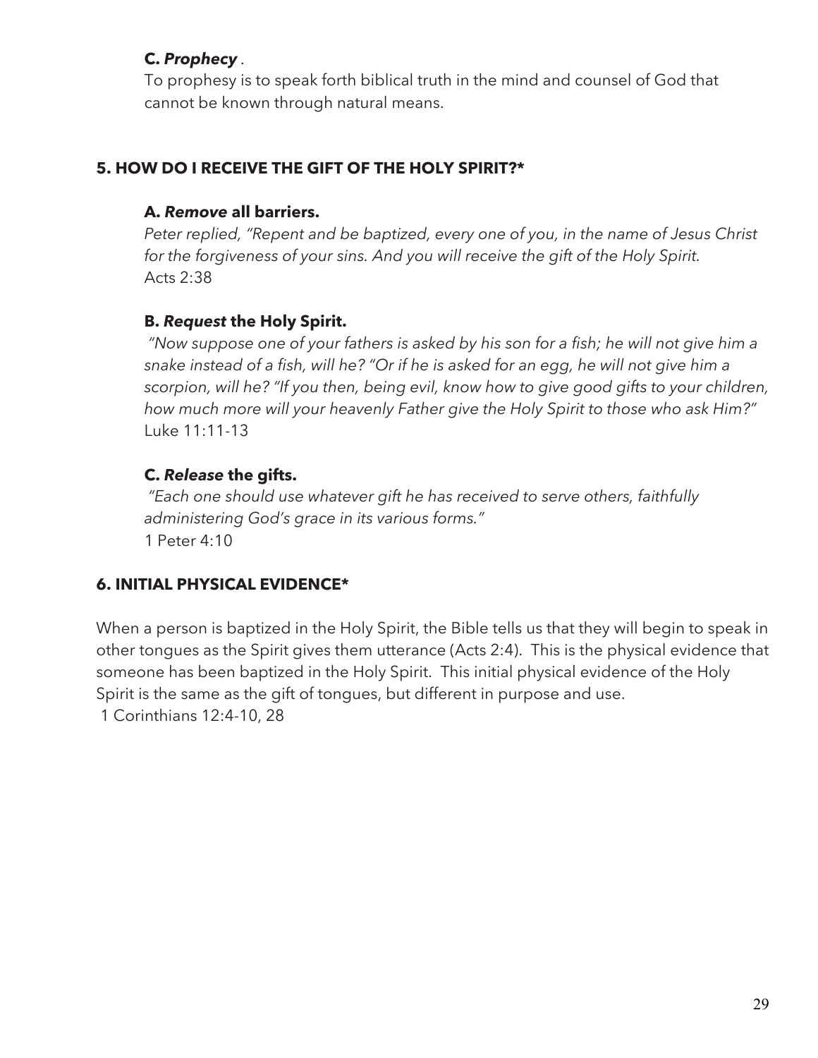**C. *Prophecy* .**
To prophesy is to speak forth biblical truth in the mind and counsel of God that cannot be known through natural means.

## 5. HOW DO I RECEIVE THE GIFT OF THE HOLY SPIRIT?*

**A. *Remove* all barriers.**
*Peter replied, "Repent and be baptized, every one of you, in the name of Jesus Christ for the forgiveness of your sins. And you will receive the gift of the Holy Spirit.*
Acts 2:38

**B. *Request* the Holy Spirit.**
*"Now suppose one of your fathers is asked by his son for a fish; he will not give him a snake instead of a fish, will he? "Or if he is asked for an egg, he will not give him a scorpion, will he? "If you then, being evil, know how to give good gifts to your children, how much more will your heavenly Father give the Holy Spirit to those who ask Him?"*
Luke 11:11-13

**C. *Release* the gifts.**
*"Each one should use whatever gift he has received to serve others, faithfully administering God's grace in its various forms."*
1 Peter 4:10

## 6. INITIAL PHYSICAL EVIDENCE*

When a person is baptized in the Holy Spirit, the Bible tells us that they will begin to speak in other tongues as the Spirit gives them utterance (Acts 2:4). This is the physical evidence that someone has been baptized in the Holy Spirit. This initial physical evidence of the Holy Spirit is the same as the gift of tongues, but different in purpose and use.
1 Corinthians 12:4-10, 28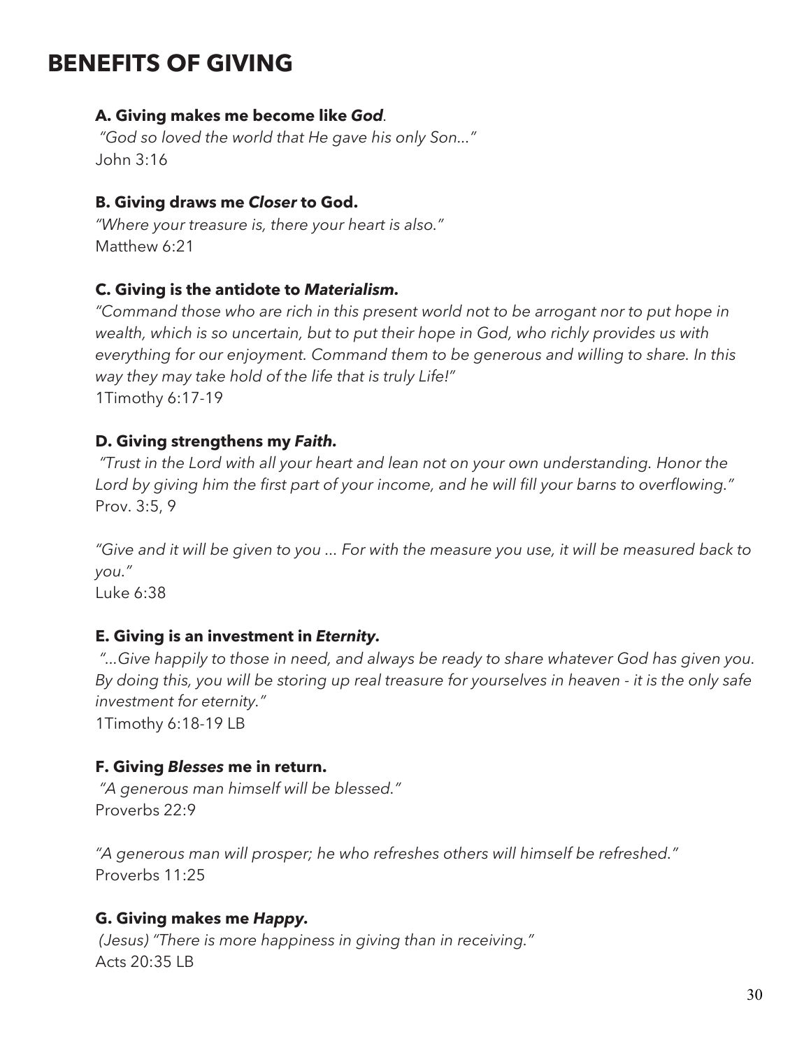# BENEFITS OF GIVING

**A. Giving makes me become like *God*.**

*"God so loved the world that He gave his only Son..."*
John 3:16

**B. Giving draws me *Closer* to God.**

*"Where your treasure is, there your heart is also."*
Matthew 6:21

**C. Giving is the antidote to *Materialism.***

*"Command those who are rich in this present world not to be arrogant nor to put hope in wealth, which is so uncertain, but to put their hope in God, who richly provides us with everything for our enjoyment. Command them to be generous and willing to share. In this way they may take hold of the life that is truly Life!"*
1Timothy 6:17-19

**D. Giving strengthens my *Faith.***

*"Trust in the Lord with all your heart and lean not on your own understanding. Honor the Lord by giving him the first part of your income, and he will fill your barns to overflowing."*
Prov. 3:5, 9

*"Give and it will be given to you ... For with the measure you use, it will be measured back to you."*
Luke 6:38

**E. Giving is an investment in *Eternity.***

*"...Give happily to those in need, and always be ready to share whatever God has given you. By doing this, you will be storing up real treasure for yourselves in heaven - it is the only safe investment for eternity."*
1Timothy 6:18-19 LB

**F. Giving *Blesses* me in return.**

*"A generous man himself will be blessed."*
Proverbs 22:9

*"A generous man will prosper; he who refreshes others will himself be refreshed."*
Proverbs 11:25

**G. Giving makes me *Happy.***

*(Jesus) "There is more happiness in giving than in receiving."*
Acts 20:35 LB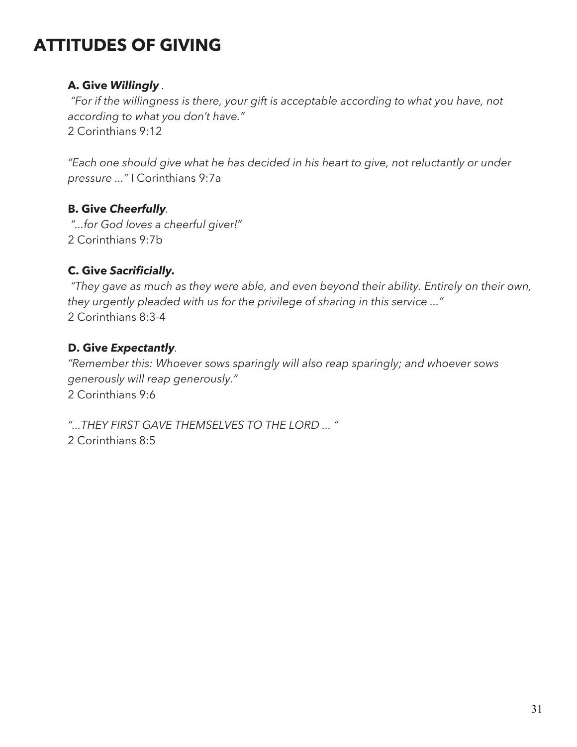# ATTITUDES OF GIVING

**A. Give *Willingly* .**

*"For if the willingness is there, your gift is acceptable according to what you have, not according to what you don't have."*
2 Corinthians 9:12

*"Each one should give what he has decided in his heart to give, not reluctantly or under pressure ..."* I Corinthians 9:7a

**B. Give *Cheerfully*.**

*"...for God loves a cheerful giver!"*
2 Corinthians 9:7b

**C. Give *Sacrificially.***

*"They gave as much as they were able, and even beyond their ability. Entirely on their own, they urgently pleaded with us for the privilege of sharing in this service ..."*
2 Corinthians 8:3-4

**D. Give *Expectantly*.**

*"Remember this: Whoever sows sparingly will also reap sparingly; and whoever sows generously will reap generously."*
2 Corinthians 9:6

*"...THEY FIRST GAVE THEMSELVES TO THE LORD ... "*
2 Corinthians 8:5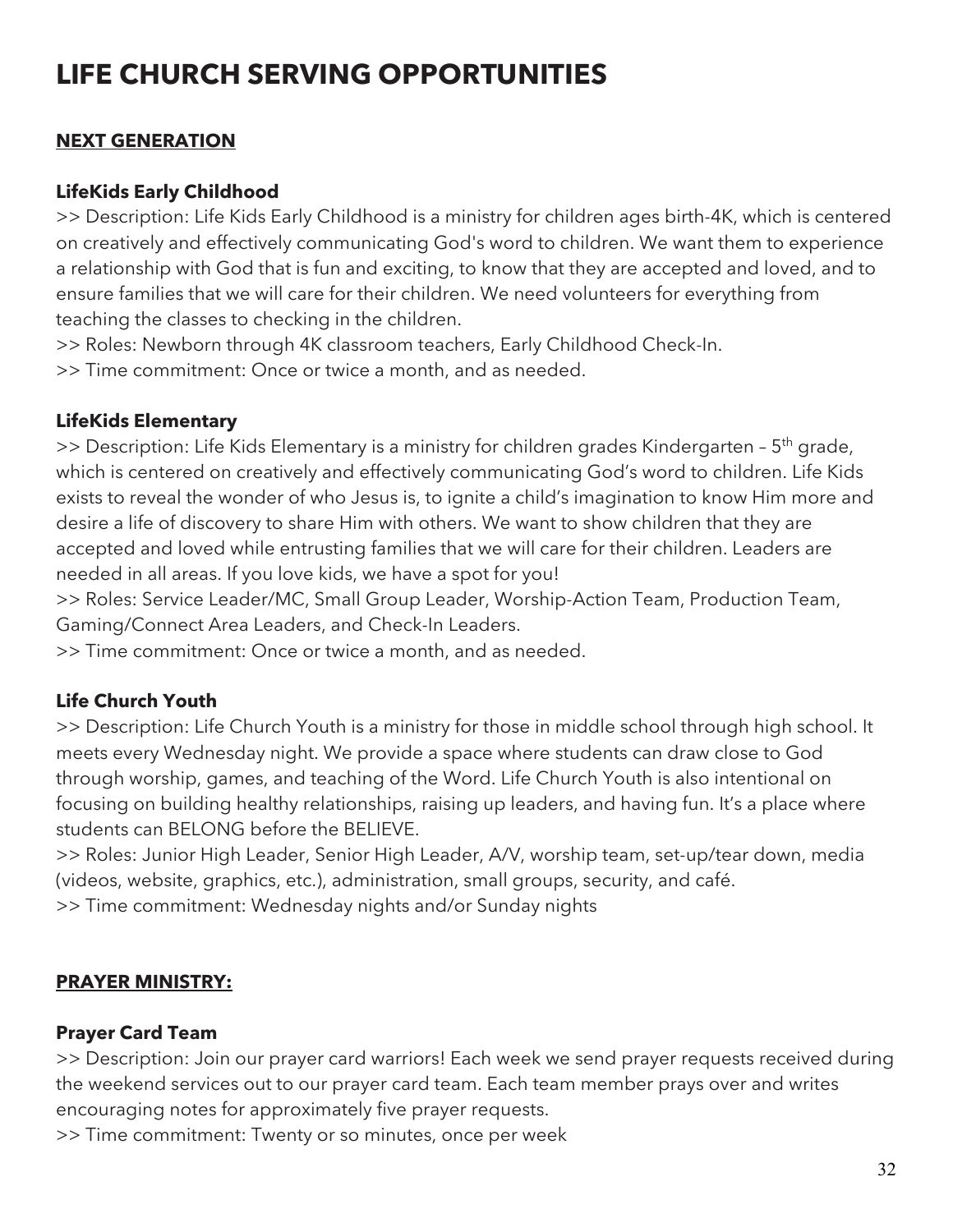# LIFE CHURCH SERVING OPPORTUNITIES

## NEXT GENERATION

### LifeKids Early Childhood

>> Description: Life Kids Early Childhood is a ministry for children ages birth-4K, which is centered on creatively and effectively communicating God's word to children. We want them to experience a relationship with God that is fun and exciting, to know that they are accepted and loved, and to ensure families that we will care for their children. We need volunteers for everything from teaching the classes to checking in the children.

>> Roles: Newborn through 4K classroom teachers, Early Childhood Check-In.

>> Time commitment: Once or twice a month, and as needed.

### LifeKids Elementary

>> Description: Life Kids Elementary is a ministry for children grades Kindergarten – 5th grade, which is centered on creatively and effectively communicating God's word to children. Life Kids exists to reveal the wonder of who Jesus is, to ignite a child's imagination to know Him more and desire a life of discovery to share Him with others. We want to show children that they are accepted and loved while entrusting families that we will care for their children. Leaders are needed in all areas. If you love kids, we have a spot for you!

>> Roles: Service Leader/MC, Small Group Leader, Worship-Action Team, Production Team, Gaming/Connect Area Leaders, and Check-In Leaders.

>> Time commitment: Once or twice a month, and as needed.

### Life Church Youth

>> Description: Life Church Youth is a ministry for those in middle school through high school. It meets every Wednesday night. We provide a space where students can draw close to God through worship, games, and teaching of the Word. Life Church Youth is also intentional on focusing on building healthy relationships, raising up leaders, and having fun. It's a place where students can BELONG before the BELIEVE.

>> Roles: Junior High Leader, Senior High Leader, A/V, worship team, set-up/tear down, media (videos, website, graphics, etc.), administration, small groups, security, and café.

>> Time commitment: Wednesday nights and/or Sunday nights

## PRAYER MINISTRY:

### Prayer Card Team

>> Description: Join our prayer card warriors! Each week we send prayer requests received during the weekend services out to our prayer card team. Each team member prays over and writes encouraging notes for approximately five prayer requests.

>> Time commitment: Twenty or so minutes, once per week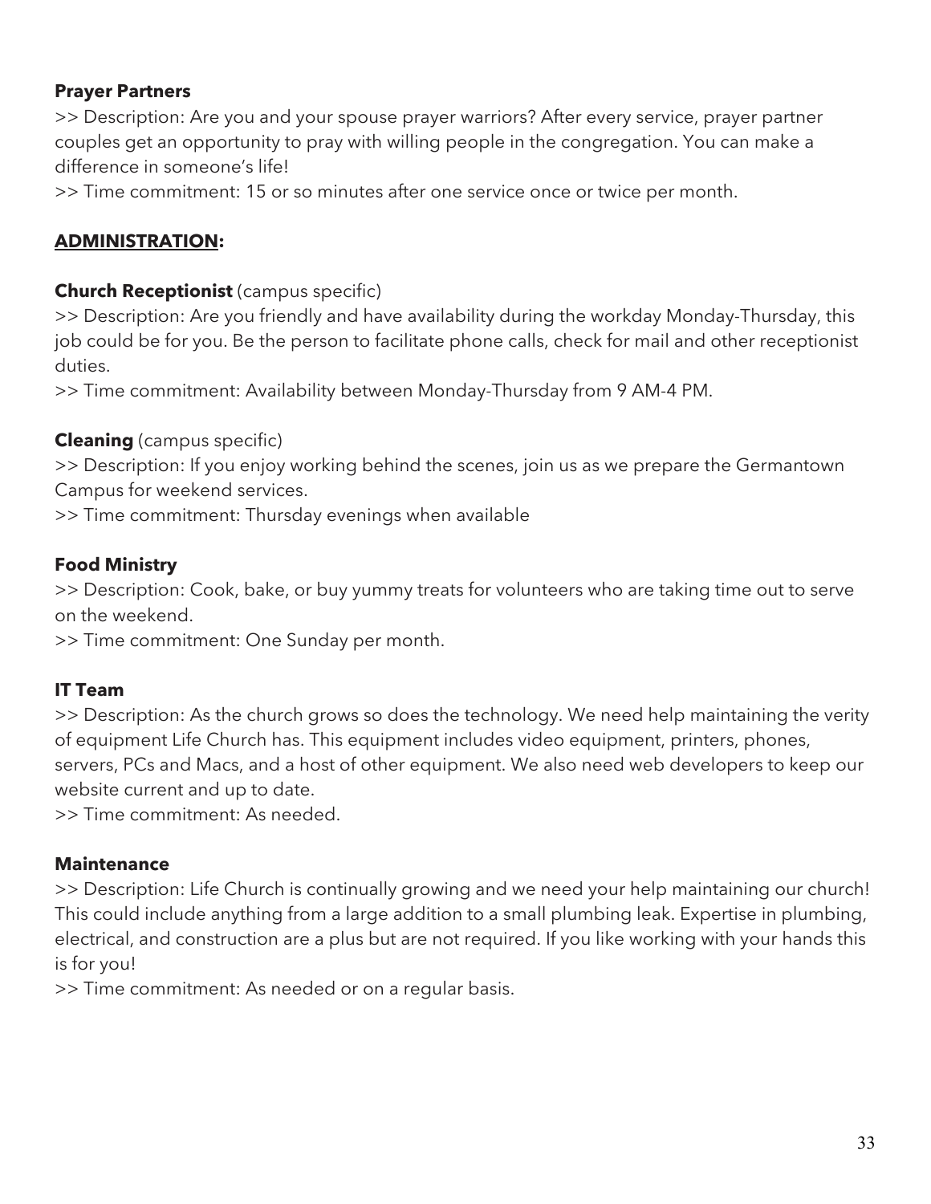**Prayer Partners**

>> Description: Are you and your spouse prayer warriors? After every service, prayer partner couples get an opportunity to pray with willing people in the congregation. You can make a difference in someone's life!

>> Time commitment: 15 or so minutes after one service once or twice per month.

## **ADMINISTRATION:**

**Church Receptionist** (campus specific)

>> Description: Are you friendly and have availability during the workday Monday-Thursday, this job could be for you. Be the person to facilitate phone calls, check for mail and other receptionist duties.

>> Time commitment: Availability between Monday-Thursday from 9 AM-4 PM.

**Cleaning** (campus specific)

>> Description: If you enjoy working behind the scenes, join us as we prepare the Germantown Campus for weekend services.

>> Time commitment: Thursday evenings when available

**Food Ministry**

>> Description: Cook, bake, or buy yummy treats for volunteers who are taking time out to serve on the weekend.

>> Time commitment: One Sunday per month.

**IT Team**

>> Description: As the church grows so does the technology. We need help maintaining the verity of equipment Life Church has. This equipment includes video equipment, printers, phones, servers, PCs and Macs, and a host of other equipment. We also need web developers to keep our website current and up to date.

>> Time commitment: As needed.

**Maintenance**

>> Description: Life Church is continually growing and we need your help maintaining our church! This could include anything from a large addition to a small plumbing leak. Expertise in plumbing, electrical, and construction are a plus but are not required. If you like working with your hands this is for you!

>> Time commitment: As needed or on a regular basis.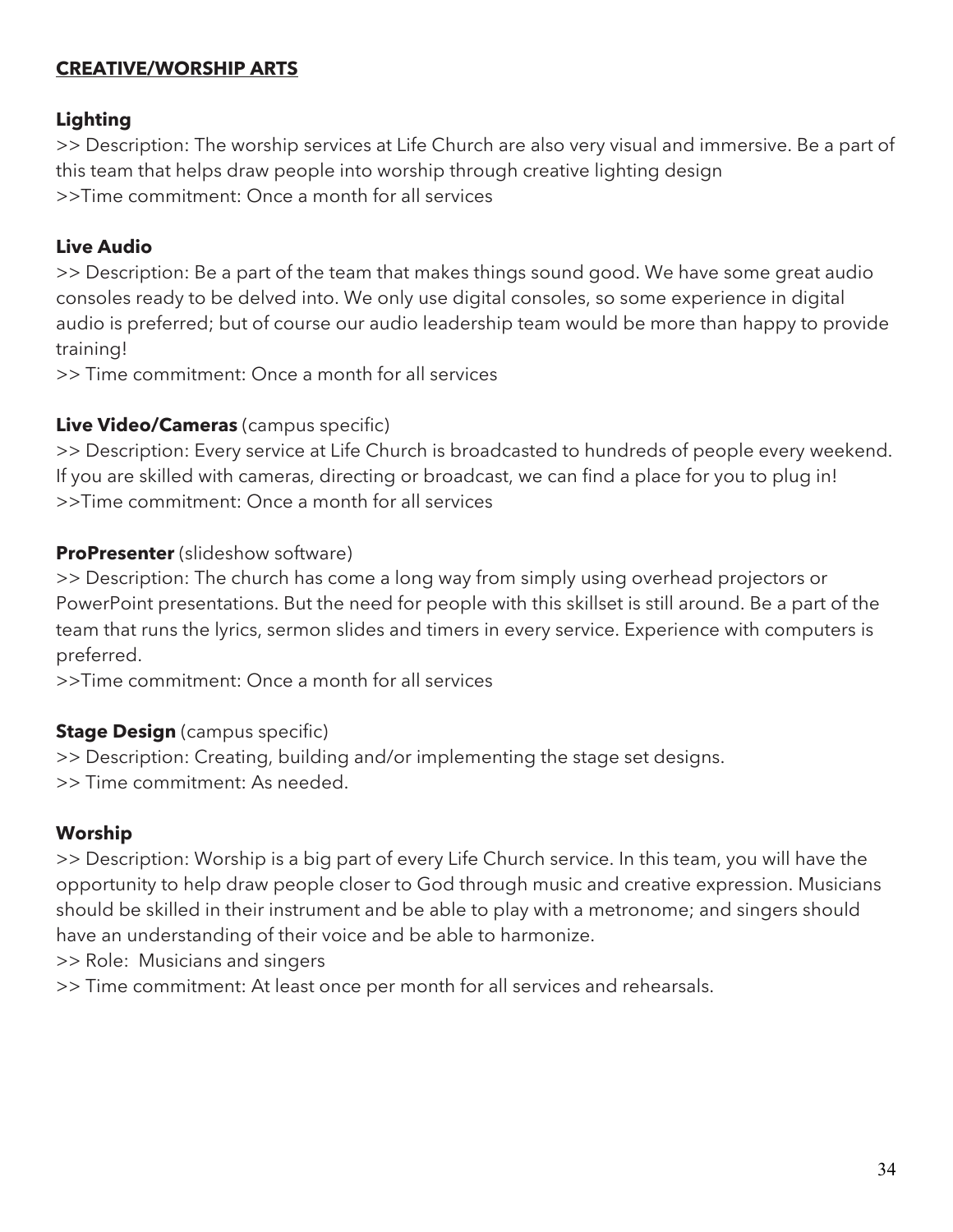**CREATIVE/WORSHIP ARTS**

**Lighting**

>> Description: The worship services at Life Church are also very visual and immersive. Be a part of this team that helps draw people into worship through creative lighting design
>>Time commitment: Once a month for all services

**Live Audio**

>> Description: Be a part of the team that makes things sound good. We have some great audio consoles ready to be delved into. We only use digital consoles, so some experience in digital audio is preferred; but of course our audio leadership team would be more than happy to provide training!
>> Time commitment: Once a month for all services

**Live Video/Cameras** (campus specific)

>> Description: Every service at Life Church is broadcasted to hundreds of people every weekend. If you are skilled with cameras, directing or broadcast, we can find a place for you to plug in!
>>Time commitment: Once a month for all services

**ProPresenter** (slideshow software)

>> Description: The church has come a long way from simply using overhead projectors or PowerPoint presentations. But the need for people with this skillset is still around. Be a part of the team that runs the lyrics, sermon slides and timers in every service. Experience with computers is preferred.
>>Time commitment: Once a month for all services

**Stage Design** (campus specific)

>> Description: Creating, building and/or implementing the stage set designs.
>> Time commitment: As needed.

**Worship**

>> Description: Worship is a big part of every Life Church service. In this team, you will have the opportunity to help draw people closer to God through music and creative expression. Musicians should be skilled in their instrument and be able to play with a metronome; and singers should have an understanding of their voice and be able to harmonize.
>> Role: Musicians and singers
>> Time commitment: At least once per month for all services and rehearsals.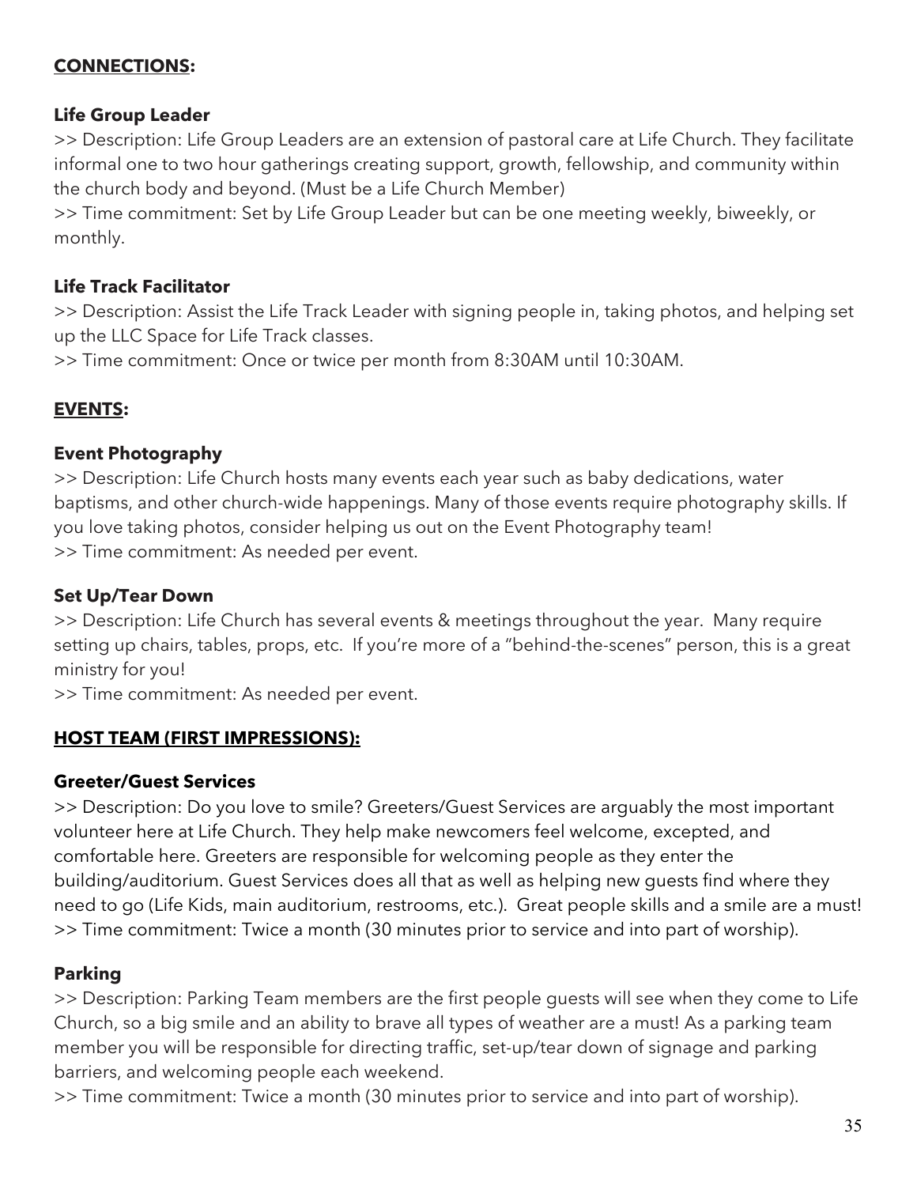## **CONNECTIONS:**

### Life Group Leader

>> Description: Life Group Leaders are an extension of pastoral care at Life Church. They facilitate informal one to two hour gatherings creating support, growth, fellowship, and community within the church body and beyond. (Must be a Life Church Member)
>> Time commitment: Set by Life Group Leader but can be one meeting weekly, biweekly, or monthly.

### Life Track Facilitator

>> Description: Assist the Life Track Leader with signing people in, taking photos, and helping set up the LLC Space for Life Track classes.
>> Time commitment: Once or twice per month from 8:30AM until 10:30AM.

## **EVENTS:**

### Event Photography

>> Description: Life Church hosts many events each year such as baby dedications, water baptisms, and other church-wide happenings. Many of those events require photography skills. If you love taking photos, consider helping us out on the Event Photography team!
>> Time commitment: As needed per event.

### Set Up/Tear Down

>> Description: Life Church has several events & meetings throughout the year. Many require setting up chairs, tables, props, etc. If you're more of a "behind-the-scenes" person, this is a great ministry for you!
>> Time commitment: As needed per event.

## **HOST TEAM (FIRST IMPRESSIONS):**

### Greeter/Guest Services

>> Description: Do you love to smile? Greeters/Guest Services are arguably the most important volunteer here at Life Church. They help make newcomers feel welcome, excepted, and comfortable here. Greeters are responsible for welcoming people as they enter the building/auditorium. Guest Services does all that as well as helping new guests find where they need to go (Life Kids, main auditorium, restrooms, etc.). Great people skills and a smile are a must!
>> Time commitment: Twice a month (30 minutes prior to service and into part of worship).

### Parking

>> Description: Parking Team members are the first people guests will see when they come to Life Church, so a big smile and an ability to brave all types of weather are a must! As a parking team member you will be responsible for directing traffic, set-up/tear down of signage and parking barriers, and welcoming people each weekend.
>> Time commitment: Twice a month (30 minutes prior to service and into part of worship).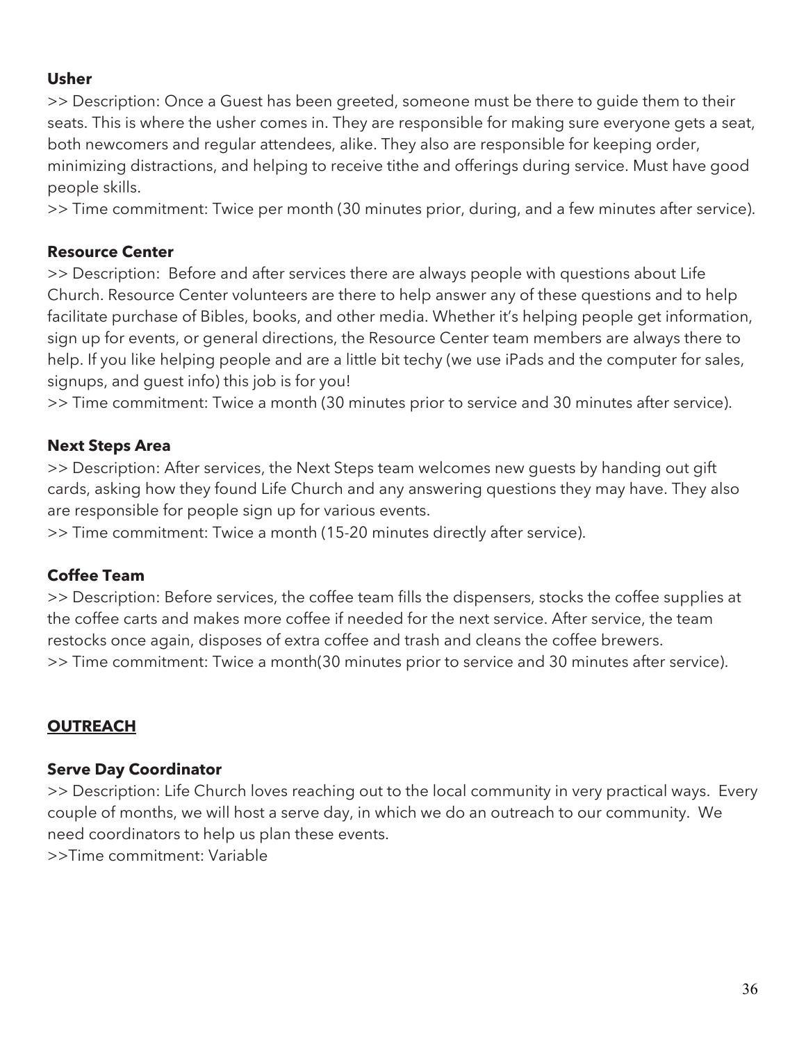**Usher**

>> Description: Once a Guest has been greeted, someone must be there to guide them to their seats. This is where the usher comes in. They are responsible for making sure everyone gets a seat, both newcomers and regular attendees, alike. They also are responsible for keeping order, minimizing distractions, and helping to receive tithe and offerings during service. Must have good people skills.

>> Time commitment: Twice per month (30 minutes prior, during, and a few minutes after service).

**Resource Center**

>> Description:  Before and after services there are always people with questions about Life Church. Resource Center volunteers are there to help answer any of these questions and to help facilitate purchase of Bibles, books, and other media. Whether it's helping people get information, sign up for events, or general directions, the Resource Center team members are always there to help. If you like helping people and are a little bit techy (we use iPads and the computer for sales, signups, and guest info) this job is for you!

>> Time commitment: Twice a month (30 minutes prior to service and 30 minutes after service).

**Next Steps Area**

>> Description: After services, the Next Steps team welcomes new guests by handing out gift cards, asking how they found Life Church and any answering questions they may have. They also are responsible for people sign up for various events.

>> Time commitment: Twice a month (15-20 minutes directly after service).

**Coffee Team**

>> Description: Before services, the coffee team fills the dispensers, stocks the coffee supplies at the coffee carts and makes more coffee if needed for the next service. After service, the team restocks once again, disposes of extra coffee and trash and cleans the coffee brewers.

>> Time commitment: Twice a month(30 minutes prior to service and 30 minutes after service).

## OUTREACH

**Serve Day Coordinator**

>> Description: Life Church loves reaching out to the local community in very practical ways.  Every couple of months, we will host a serve day, in which we do an outreach to our community.  We need coordinators to help us plan these events.

>>Time commitment: Variable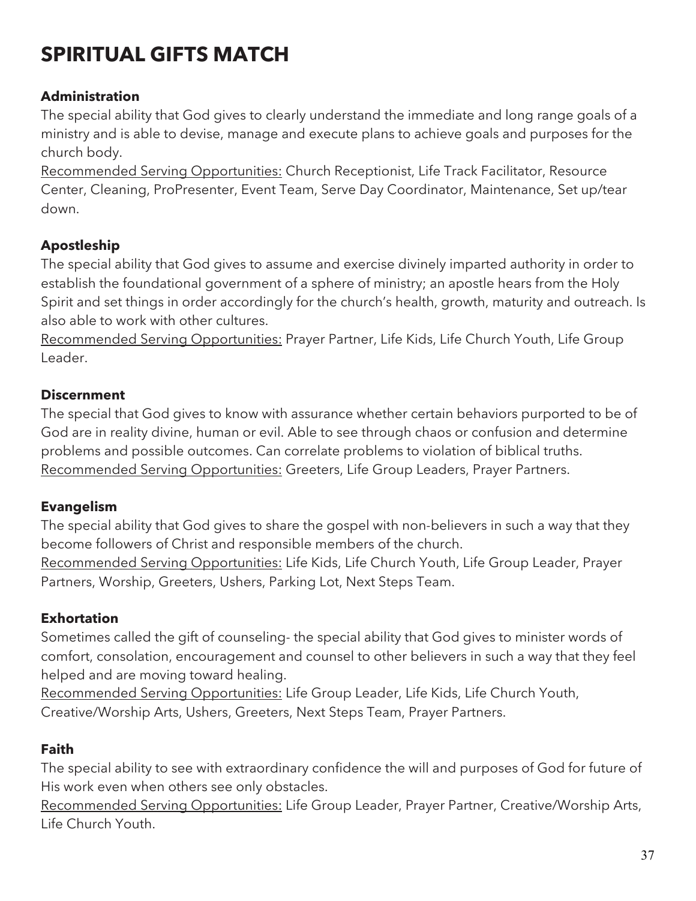# SPIRITUAL GIFTS MATCH

**Administration**

The special ability that God gives to clearly understand the immediate and long range goals of a ministry and is able to devise, manage and execute plans to achieve goals and purposes for the church body.

<u>Recommended Serving Opportunities:</u> Church Receptionist, Life Track Facilitator, Resource Center, Cleaning, ProPresenter, Event Team, Serve Day Coordinator, Maintenance, Set up/tear down.

**Apostleship**

The special ability that God gives to assume and exercise divinely imparted authority in order to establish the foundational government of a sphere of ministry; an apostle hears from the Holy Spirit and set things in order accordingly for the church's health, growth, maturity and outreach. Is also able to work with other cultures.

<u>Recommended Serving Opportunities:</u> Prayer Partner, Life Kids, Life Church Youth, Life Group Leader.

**Discernment**

The special that God gives to know with assurance whether certain behaviors purported to be of God are in reality divine, human or evil. Able to see through chaos or confusion and determine problems and possible outcomes. Can correlate problems to violation of biblical truths.

<u>Recommended Serving Opportunities:</u> Greeters, Life Group Leaders, Prayer Partners.

**Evangelism**

The special ability that God gives to share the gospel with non-believers in such a way that they become followers of Christ and responsible members of the church.

<u>Recommended Serving Opportunities:</u> Life Kids, Life Church Youth, Life Group Leader, Prayer Partners, Worship, Greeters, Ushers, Parking Lot, Next Steps Team.

**Exhortation**

Sometimes called the gift of counseling- the special ability that God gives to minister words of comfort, consolation, encouragement and counsel to other believers in such a way that they feel helped and are moving toward healing.

<u>Recommended Serving Opportunities:</u> Life Group Leader, Life Kids, Life Church Youth, Creative/Worship Arts, Ushers, Greeters, Next Steps Team, Prayer Partners.

**Faith**

The special ability to see with extraordinary confidence the will and purposes of God for future of His work even when others see only obstacles.

<u>Recommended Serving Opportunities:</u> Life Group Leader, Prayer Partner, Creative/Worship Arts, Life Church Youth.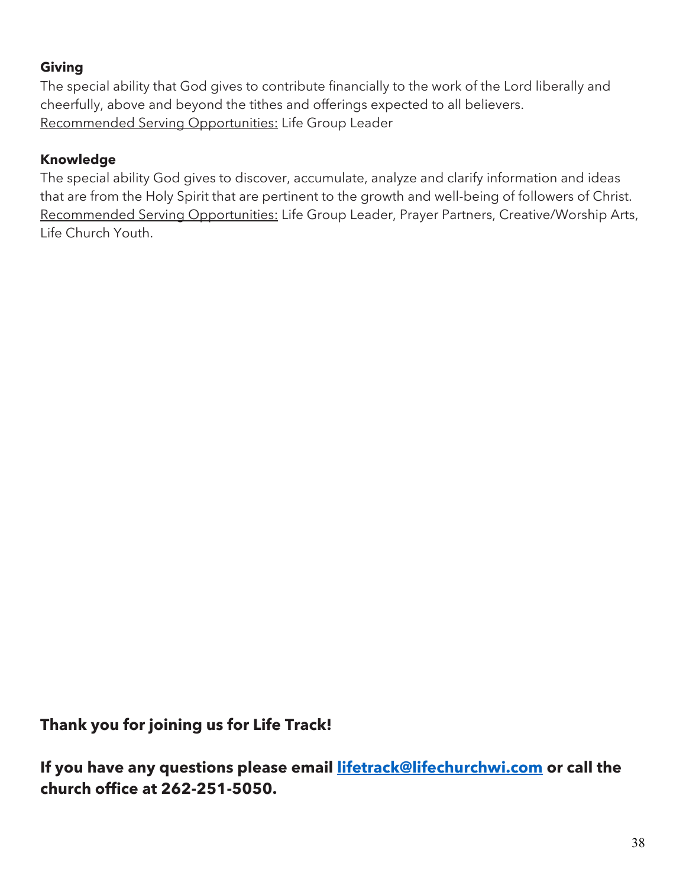**Giving**

The special ability that God gives to contribute financially to the work of the Lord liberally and cheerfully, above and beyond the tithes and offerings expected to all believers.
Recommended Serving Opportunities: Life Group Leader

**Knowledge**

The special ability God gives to discover, accumulate, analyze and clarify information and ideas that are from the Holy Spirit that are pertinent to the growth and well-being of followers of Christ.
Recommended Serving Opportunities: Life Group Leader, Prayer Partners, Creative/Worship Arts, Life Church Youth.

**Thank you for joining us for Life Track!**

**If you have any questions please email lifetrack@lifechurchwi.com or call the church office at 262-251-5050.**